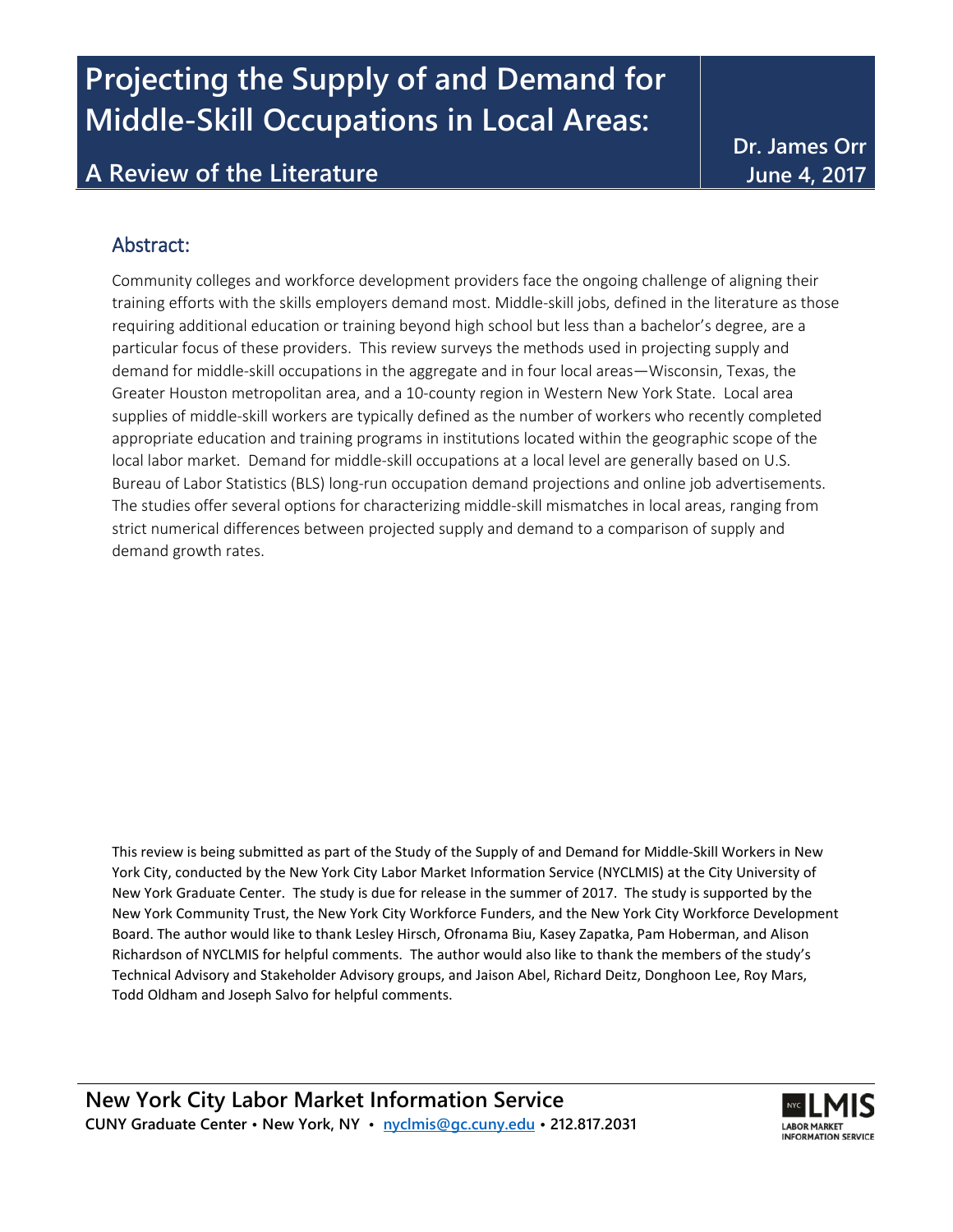# Projecting the Supply of and Demand for Middle-Skill Occupations in Local Areas:

## A Review of the Literature

**Dr. James Orr**
**June 4, 2017**

## Abstract:

Community colleges and workforce development providers face the ongoing challenge of aligning their training efforts with the skills employers demand most. Middle-skill jobs, defined in the literature as those requiring additional education or training beyond high school but less than a bachelor's degree, are a particular focus of these providers. This review surveys the methods used in projecting supply and demand for middle-skill occupations in the aggregate and in four local areas—Wisconsin, Texas, the Greater Houston metropolitan area, and a 10-county region in Western New York State. Local area supplies of middle-skill workers are typically defined as the number of workers who recently completed appropriate education and training programs in institutions located within the geographic scope of the local labor market. Demand for middle-skill occupations at a local level are generally based on U.S. Bureau of Labor Statistics (BLS) long-run occupation demand projections and online job advertisements. The studies offer several options for characterizing middle-skill mismatches in local areas, ranging from strict numerical differences between projected supply and demand to a comparison of supply and demand growth rates.

This review is being submitted as part of the Study of the Supply of and Demand for Middle-Skill Workers in New York City, conducted by the New York City Labor Market Information Service (NYCLMIS) at the City University of New York Graduate Center. The study is due for release in the summer of 2017. The study is supported by the New York Community Trust, the New York City Workforce Funders, and the New York City Workforce Development Board. The author would like to thank Lesley Hirsch, Ofronama Biu, Kasey Zapatka, Pam Hoberman, and Alison Richardson of NYCLMIS for helpful comments. The author would also like to thank the members of the study's Technical Advisory and Stakeholder Advisory groups, and Jaison Abel, Richard Deitz, Donghoon Lee, Roy Mars, Todd Oldham and Joseph Salvo for helpful comments.

**New York City Labor Market Information Service**
**CUNY Graduate Center • New York, NY • nyclmis@gc.cuny.edu • 212.817.2031**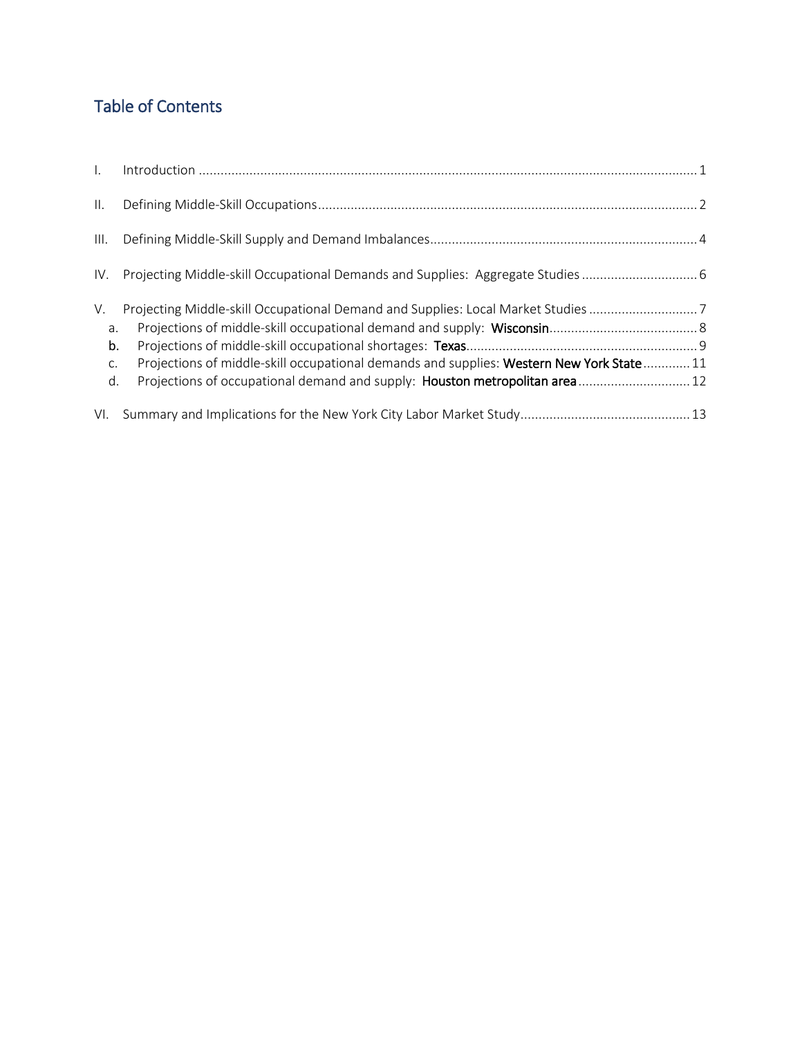## Table of Contents

I. Introduction ............................................................................................................................................. 1

II. Defining Middle-Skill Occupations ......................................................................................................... 2

III. Defining Middle-Skill Supply and Demand Imbalances .......................................................................... 4

IV. Projecting Middle-skill Occupational Demands and Supplies: Aggregate Studies ................................ 6

V. Projecting Middle-skill Occupational Demand and Supplies: Local Market Studies .............................. 7

a. Projections of middle-skill occupational demand and supply: **Wisconsin** ......................................... 8

b. Projections of middle-skill occupational shortages: **Texas** ................................................................ 9

c. Projections of middle-skill occupational demands and supplies: **Western New York State** ............. 11

d. Projections of occupational demand and supply: **Houston metropolitan area** ............................... 12

VI. Summary and Implications for the New York City Labor Market Study .............................................. 13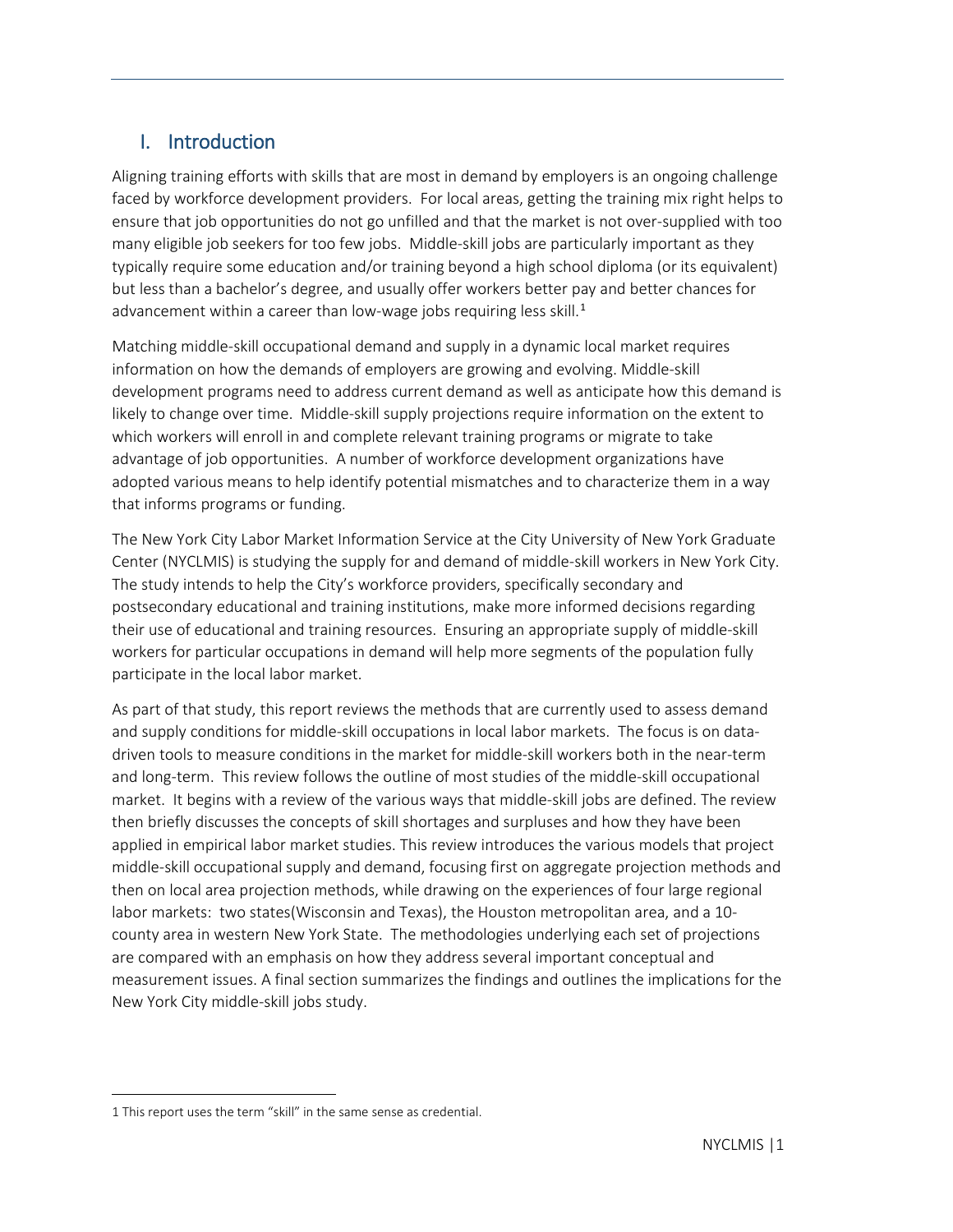## I. Introduction

Aligning training efforts with skills that are most in demand by employers is an ongoing challenge faced by workforce development providers. For local areas, getting the training mix right helps to ensure that job opportunities do not go unfilled and that the market is not over-supplied with too many eligible job seekers for too few jobs. Middle-skill jobs are particularly important as they typically require some education and/or training beyond a high school diploma (or its equivalent) but less than a bachelor's degree, and usually offer workers better pay and better chances for advancement within a career than low-wage jobs requiring less skill.[1]

Matching middle-skill occupational demand and supply in a dynamic local market requires information on how the demands of employers are growing and evolving. Middle-skill development programs need to address current demand as well as anticipate how this demand is likely to change over time. Middle-skill supply projections require information on the extent to which workers will enroll in and complete relevant training programs or migrate to take advantage of job opportunities. A number of workforce development organizations have adopted various means to help identify potential mismatches and to characterize them in a way that informs programs or funding.

The New York City Labor Market Information Service at the City University of New York Graduate Center (NYCLMIS) is studying the supply for and demand of middle-skill workers in New York City. The study intends to help the City's workforce providers, specifically secondary and postsecondary educational and training institutions, make more informed decisions regarding their use of educational and training resources. Ensuring an appropriate supply of middle-skill workers for particular occupations in demand will help more segments of the population fully participate in the local labor market.

As part of that study, this report reviews the methods that are currently used to assess demand and supply conditions for middle-skill occupations in local labor markets. The focus is on data-driven tools to measure conditions in the market for middle-skill workers both in the near-term and long-term. This review follows the outline of most studies of the middle-skill occupational market. It begins with a review of the various ways that middle-skill jobs are defined. The review then briefly discusses the concepts of skill shortages and surpluses and how they have been applied in empirical labor market studies. This review introduces the various models that project middle-skill occupational supply and demand, focusing first on aggregate projection methods and then on local area projection methods, while drawing on the experiences of four large regional labor markets: two states(Wisconsin and Texas), the Houston metropolitan area, and a 10-county area in western New York State. The methodologies underlying each set of projections are compared with an emphasis on how they address several important conceptual and measurement issues. A final section summarizes the findings and outlines the implications for the New York City middle-skill jobs study.

---

1 This report uses the term "skill" in the same sense as credential.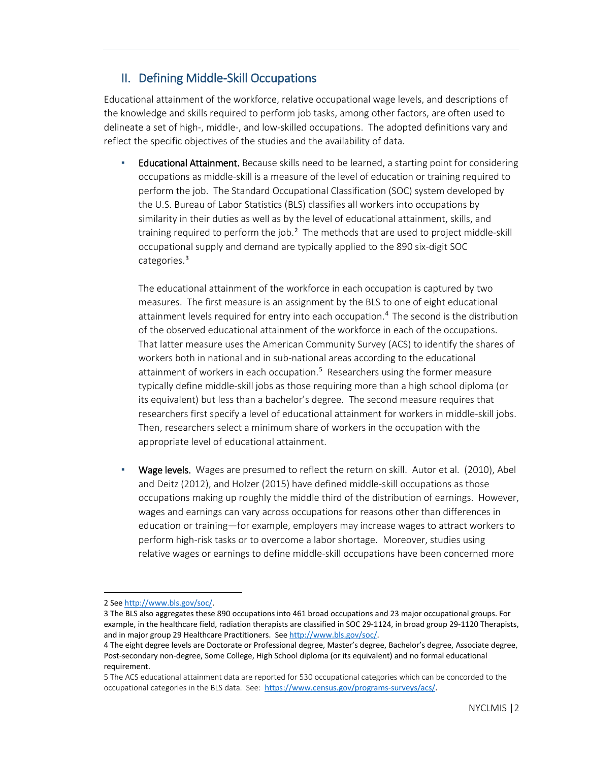## II. Defining Middle-Skill Occupations

Educational attainment of the workforce, relative occupational wage levels, and descriptions of the knowledge and skills required to perform job tasks, among other factors, are often used to delineate a set of high-, middle-, and low-skilled occupations. The adopted definitions vary and reflect the specific objectives of the studies and the availability of data.

- **Educational Attainment.** Because skills need to be learned, a starting point for considering occupations as middle-skill is a measure of the level of education or training required to perform the job. The Standard Occupational Classification (SOC) system developed by the U.S. Bureau of Labor Statistics (BLS) classifies all workers into occupations by similarity in their duties as well as by the level of educational attainment, skills, and training required to perform the job.[2] The methods that are used to project middle-skill occupational supply and demand are typically applied to the 890 six-digit SOC categories.[3]

  The educational attainment of the workforce in each occupation is captured by two measures. The first measure is an assignment by the BLS to one of eight educational attainment levels required for entry into each occupation.[4] The second is the distribution of the observed educational attainment of the workforce in each of the occupations. That latter measure uses the American Community Survey (ACS) to identify the shares of workers both in national and in sub-national areas according to the educational attainment of workers in each occupation.[5] Researchers using the former measure typically define middle-skill jobs as those requiring more than a high school diploma (or its equivalent) but less than a bachelor's degree. The second measure requires that researchers first specify a level of educational attainment for workers in middle-skill jobs. Then, researchers select a minimum share of workers in the occupation with the appropriate level of educational attainment.

- **Wage levels.** Wages are presumed to reflect the return on skill. Autor et al. (2010), Abel and Deitz (2012), and Holzer (2015) have defined middle-skill occupations as those occupations making up roughly the middle third of the distribution of earnings. However, wages and earnings can vary across occupations for reasons other than differences in education or training—for example, employers may increase wages to attract workers to perform high-risk tasks or to overcome a labor shortage. Moreover, studies using relative wages or earnings to define middle-skill occupations have been concerned more

---

2 See http://www.bls.gov/soc/.

3 The BLS also aggregates these 890 occupations into 461 broad occupations and 23 major occupational groups. For example, in the healthcare field, radiation therapists are classified in SOC 29-1124, in broad group 29-1120 Therapists, and in major group 29 Healthcare Practitioners. See http://www.bls.gov/soc/.

4 The eight degree levels are Doctorate or Professional degree, Master's degree, Bachelor's degree, Associate degree, Post-secondary non-degree, Some College, High School diploma (or its equivalent) and no formal educational requirement.

5 The ACS educational attainment data are reported for 530 occupational categories which can be concorded to the occupational categories in the BLS data. See: https://www.census.gov/programs-surveys/acs/.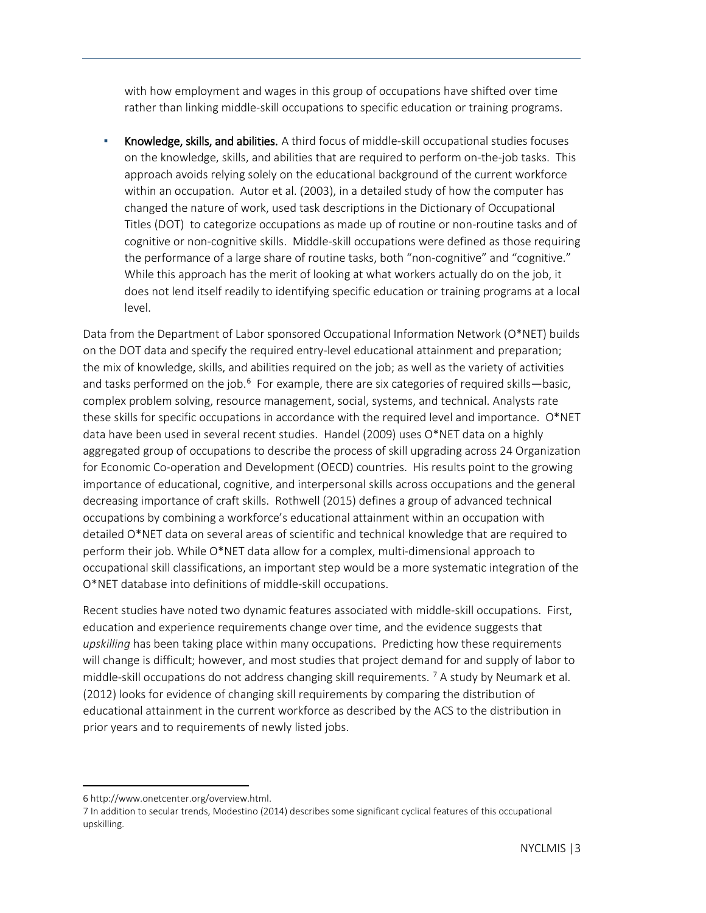with how employment and wages in this group of occupations have shifted over time rather than linking middle-skill occupations to specific education or training programs.

- **Knowledge, skills, and abilities.** A third focus of middle-skill occupational studies focuses on the knowledge, skills, and abilities that are required to perform on-the-job tasks. This approach avoids relying solely on the educational background of the current workforce within an occupation. Autor et al. (2003), in a detailed study of how the computer has changed the nature of work, used task descriptions in the Dictionary of Occupational Titles (DOT) to categorize occupations as made up of routine or non-routine tasks and of cognitive or non-cognitive skills. Middle-skill occupations were defined as those requiring the performance of a large share of routine tasks, both "non-cognitive" and "cognitive." While this approach has the merit of looking at what workers actually do on the job, it does not lend itself readily to identifying specific education or training programs at a local level.

Data from the Department of Labor sponsored Occupational Information Network (O*NET) builds on the DOT data and specify the required entry-level educational attainment and preparation; the mix of knowledge, skills, and abilities required on the job; as well as the variety of activities and tasks performed on the job.[6] For example, there are six categories of required skills—basic, complex problem solving, resource management, social, systems, and technical. Analysts rate these skills for specific occupations in accordance with the required level and importance. O*NET data have been used in several recent studies. Handel (2009) uses O*NET data on a highly aggregated group of occupations to describe the process of skill upgrading across 24 Organization for Economic Co-operation and Development (OECD) countries. His results point to the growing importance of educational, cognitive, and interpersonal skills across occupations and the general decreasing importance of craft skills. Rothwell (2015) defines a group of advanced technical occupations by combining a workforce's educational attainment within an occupation with detailed O*NET data on several areas of scientific and technical knowledge that are required to perform their job. While O*NET data allow for a complex, multi-dimensional approach to occupational skill classifications, an important step would be a more systematic integration of the O*NET database into definitions of middle-skill occupations.

Recent studies have noted two dynamic features associated with middle-skill occupations. First, education and experience requirements change over time, and the evidence suggests that *upskilling* has been taking place within many occupations. Predicting how these requirements will change is difficult; however, and most studies that project demand for and supply of labor to middle-skill occupations do not address changing skill requirements.[7] A study by Neumark et al. (2012) looks for evidence of changing skill requirements by comparing the distribution of educational attainment in the current workforce as described by the ACS to the distribution in prior years and to requirements of newly listed jobs.

---

6 http://www.onetcenter.org/overview.html.

7 In addition to secular trends, Modestino (2014) describes some significant cyclical features of this occupational upskilling.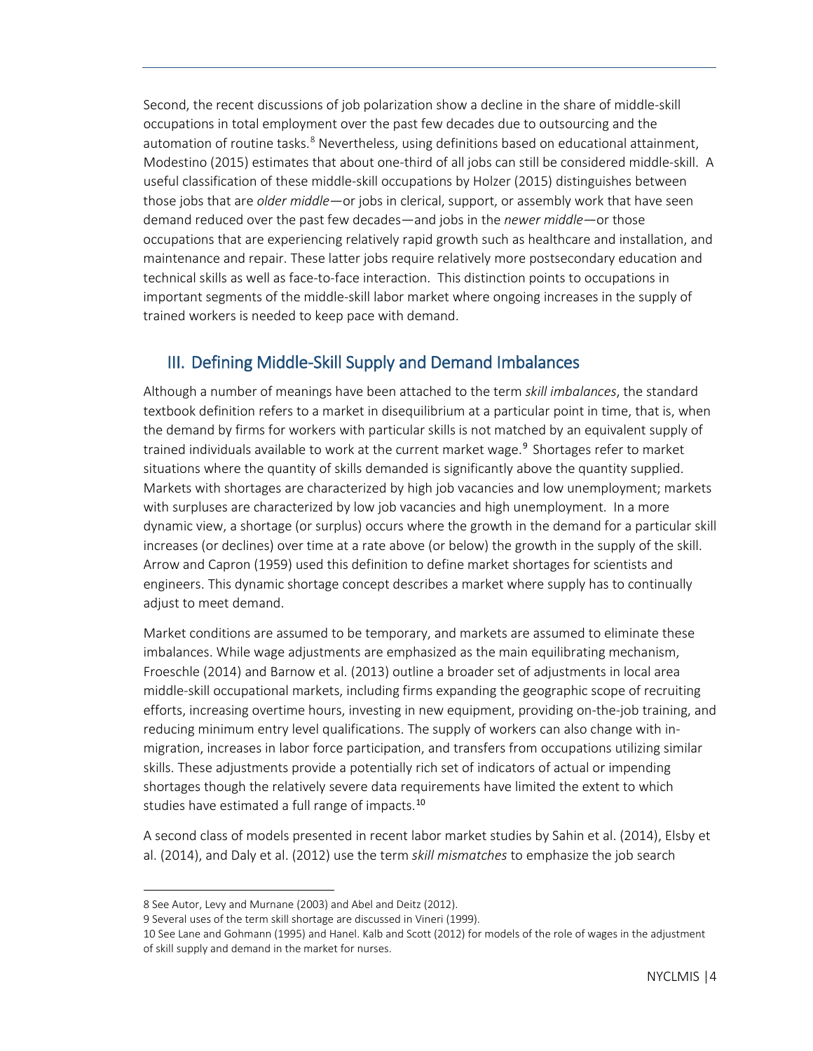Second, the recent discussions of job polarization show a decline in the share of middle-skill occupations in total employment over the past few decades due to outsourcing and the automation of routine tasks.[8] Nevertheless, using definitions based on educational attainment, Modestino (2015) estimates that about one-third of all jobs can still be considered middle-skill. A useful classification of these middle-skill occupations by Holzer (2015) distinguishes between those jobs that are *older middle*—or jobs in clerical, support, or assembly work that have seen demand reduced over the past few decades—and jobs in the *newer middle*—or those occupations that are experiencing relatively rapid growth such as healthcare and installation, and maintenance and repair. These latter jobs require relatively more postsecondary education and technical skills as well as face-to-face interaction. This distinction points to occupations in important segments of the middle-skill labor market where ongoing increases in the supply of trained workers is needed to keep pace with demand.

## III. Defining Middle-Skill Supply and Demand Imbalances

Although a number of meanings have been attached to the term *skill imbalances*, the standard textbook definition refers to a market in disequilibrium at a particular point in time, that is, when the demand by firms for workers with particular skills is not matched by an equivalent supply of trained individuals available to work at the current market wage.[9] Shortages refer to market situations where the quantity of skills demanded is significantly above the quantity supplied. Markets with shortages are characterized by high job vacancies and low unemployment; markets with surpluses are characterized by low job vacancies and high unemployment. In a more dynamic view, a shortage (or surplus) occurs where the growth in the demand for a particular skill increases (or declines) over time at a rate above (or below) the growth in the supply of the skill. Arrow and Capron (1959) used this definition to define market shortages for scientists and engineers. This dynamic shortage concept describes a market where supply has to continually adjust to meet demand.

Market conditions are assumed to be temporary, and markets are assumed to eliminate these imbalances. While wage adjustments are emphasized as the main equilibrating mechanism, Froeschle (2014) and Barnow et al. (2013) outline a broader set of adjustments in local area middle-skill occupational markets, including firms expanding the geographic scope of recruiting efforts, increasing overtime hours, investing in new equipment, providing on-the-job training, and reducing minimum entry level qualifications. The supply of workers can also change with in-migration, increases in labor force participation, and transfers from occupations utilizing similar skills. These adjustments provide a potentially rich set of indicators of actual or impending shortages though the relatively severe data requirements have limited the extent to which studies have estimated a full range of impacts.[10]

A second class of models presented in recent labor market studies by Sahin et al. (2014), Elsby et al. (2014), and Daly et al. (2012) use the term *skill mismatches* to emphasize the job search

---

8 See Autor, Levy and Murnane (2003) and Abel and Deitz (2012).

9 Several uses of the term skill shortage are discussed in Vineri (1999).

10 See Lane and Gohmann (1995) and Hanel. Kalb and Scott (2012) for models of the role of wages in the adjustment of skill supply and demand in the market for nurses.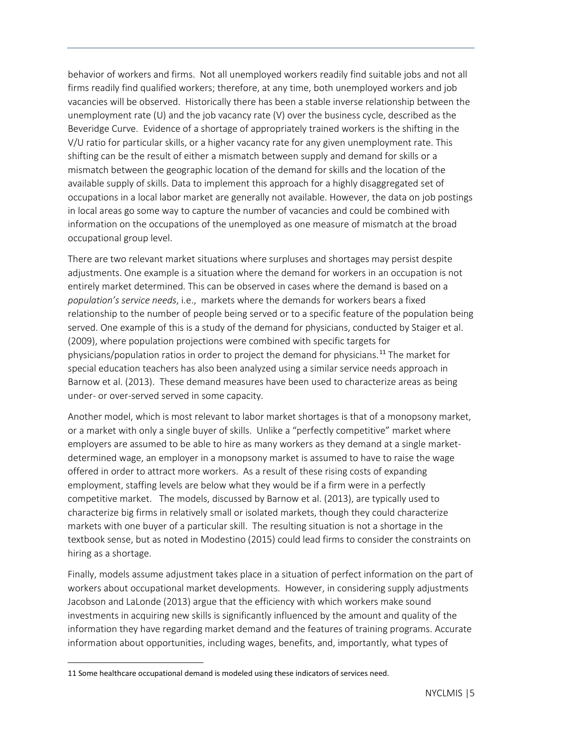behavior of workers and firms. Not all unemployed workers readily find suitable jobs and not all firms readily find qualified workers; therefore, at any time, both unemployed workers and job vacancies will be observed. Historically there has been a stable inverse relationship between the unemployment rate (U) and the job vacancy rate (V) over the business cycle, described as the Beveridge Curve. Evidence of a shortage of appropriately trained workers is the shifting in the V/U ratio for particular skills, or a higher vacancy rate for any given unemployment rate. This shifting can be the result of either a mismatch between supply and demand for skills or a mismatch between the geographic location of the demand for skills and the location of the available supply of skills. Data to implement this approach for a highly disaggregated set of occupations in a local labor market are generally not available. However, the data on job postings in local areas go some way to capture the number of vacancies and could be combined with information on the occupations of the unemployed as one measure of mismatch at the broad occupational group level.

There are two relevant market situations where surpluses and shortages may persist despite adjustments. One example is a situation where the demand for workers in an occupation is not entirely market determined. This can be observed in cases where the demand is based on a *population's service needs*, i.e., markets where the demands for workers bears a fixed relationship to the number of people being served or to a specific feature of the population being served. One example of this is a study of the demand for physicians, conducted by Staiger et al. (2009), where population projections were combined with specific targets for physicians/population ratios in order to project the demand for physicians.[11] The market for special education teachers has also been analyzed using a similar service needs approach in Barnow et al. (2013). These demand measures have been used to characterize areas as being under- or over-served served in some capacity.

Another model, which is most relevant to labor market shortages is that of a monopsony market, or a market with only a single buyer of skills. Unlike a "perfectly competitive" market where employers are assumed to be able to hire as many workers as they demand at a single market-determined wage, an employer in a monopsony market is assumed to have to raise the wage offered in order to attract more workers. As a result of these rising costs of expanding employment, staffing levels are below what they would be if a firm were in a perfectly competitive market. The models, discussed by Barnow et al. (2013), are typically used to characterize big firms in relatively small or isolated markets, though they could characterize markets with one buyer of a particular skill. The resulting situation is not a shortage in the textbook sense, but as noted in Modestino (2015) could lead firms to consider the constraints on hiring as a shortage.

Finally, models assume adjustment takes place in a situation of perfect information on the part of workers about occupational market developments. However, in considering supply adjustments Jacobson and LaLonde (2013) argue that the efficiency with which workers make sound investments in acquiring new skills is significantly influenced by the amount and quality of the information they have regarding market demand and the features of training programs. Accurate information about opportunities, including wages, benefits, and, importantly, what types of

[11] Some healthcare occupational demand is modeled using these indicators of services need.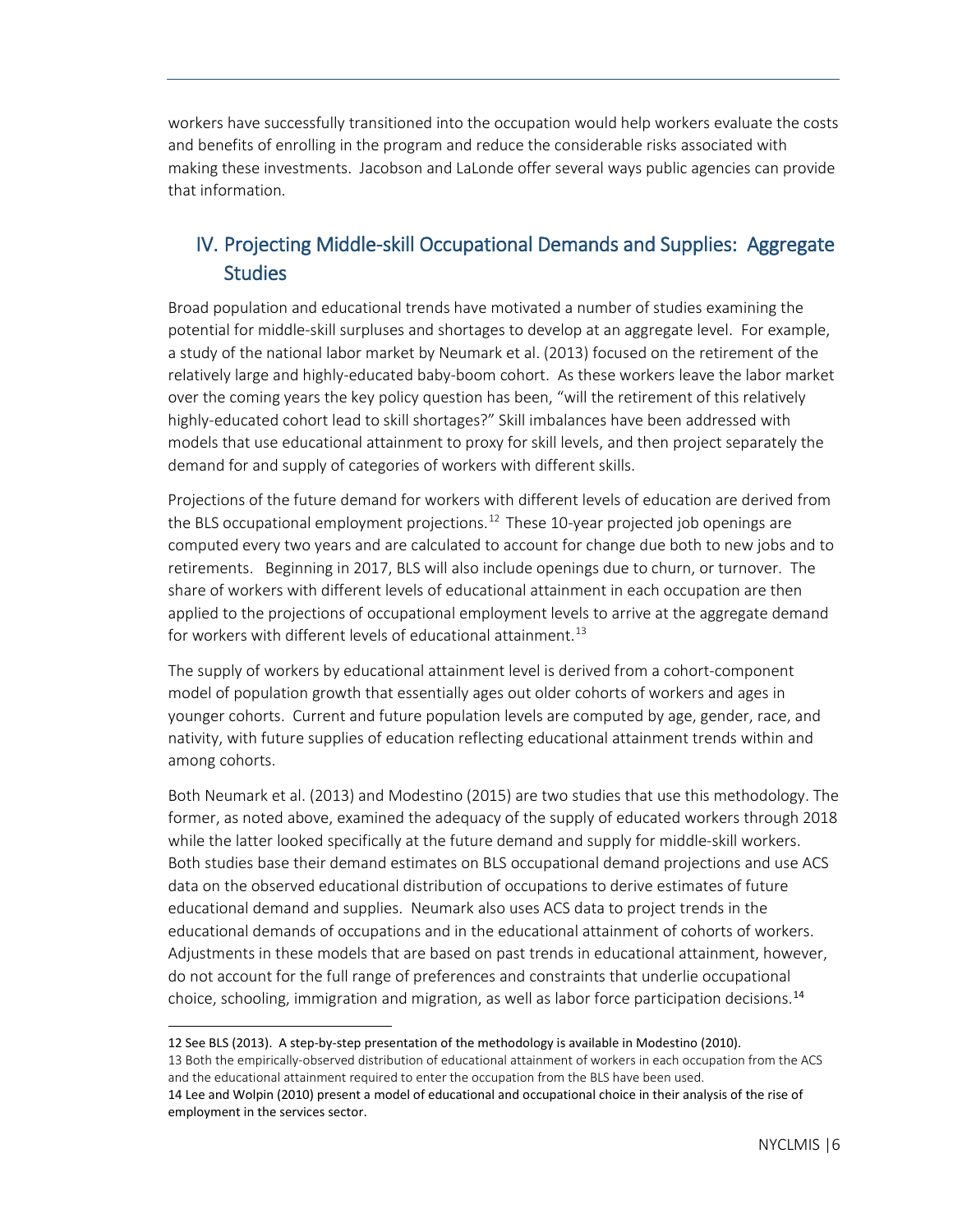workers have successfully transitioned into the occupation would help workers evaluate the costs and benefits of enrolling in the program and reduce the considerable risks associated with making these investments. Jacobson and LaLonde offer several ways public agencies can provide that information.

## IV. Projecting Middle-skill Occupational Demands and Supplies: Aggregate Studies

Broad population and educational trends have motivated a number of studies examining the potential for middle-skill surpluses and shortages to develop at an aggregate level. For example, a study of the national labor market by Neumark et al. (2013) focused on the retirement of the relatively large and highly-educated baby-boom cohort. As these workers leave the labor market over the coming years the key policy question has been, "will the retirement of this relatively highly-educated cohort lead to skill shortages?" Skill imbalances have been addressed with models that use educational attainment to proxy for skill levels, and then project separately the demand for and supply of categories of workers with different skills.

Projections of the future demand for workers with different levels of education are derived from the BLS occupational employment projections.[12] These 10-year projected job openings are computed every two years and are calculated to account for change due both to new jobs and to retirements. Beginning in 2017, BLS will also include openings due to churn, or turnover. The share of workers with different levels of educational attainment in each occupation are then applied to the projections of occupational employment levels to arrive at the aggregate demand for workers with different levels of educational attainment.[13]

The supply of workers by educational attainment level is derived from a cohort-component model of population growth that essentially ages out older cohorts of workers and ages in younger cohorts. Current and future population levels are computed by age, gender, race, and nativity, with future supplies of education reflecting educational attainment trends within and among cohorts.

Both Neumark et al. (2013) and Modestino (2015) are two studies that use this methodology. The former, as noted above, examined the adequacy of the supply of educated workers through 2018 while the latter looked specifically at the future demand and supply for middle-skill workers. Both studies base their demand estimates on BLS occupational demand projections and use ACS data on the observed educational distribution of occupations to derive estimates of future educational demand and supplies. Neumark also uses ACS data to project trends in the educational demands of occupations and in the educational attainment of cohorts of workers. Adjustments in these models that are based on past trends in educational attainment, however, do not account for the full range of preferences and constraints that underlie occupational choice, schooling, immigration and migration, as well as labor force participation decisions.[14]

---

12 See BLS (2013). A step-by-step presentation of the methodology is available in Modestino (2010).

13 Both the empirically-observed distribution of educational attainment of workers in each occupation from the ACS and the educational attainment required to enter the occupation from the BLS have been used.

14 Lee and Wolpin (2010) present a model of educational and occupational choice in their analysis of the rise of employment in the services sector.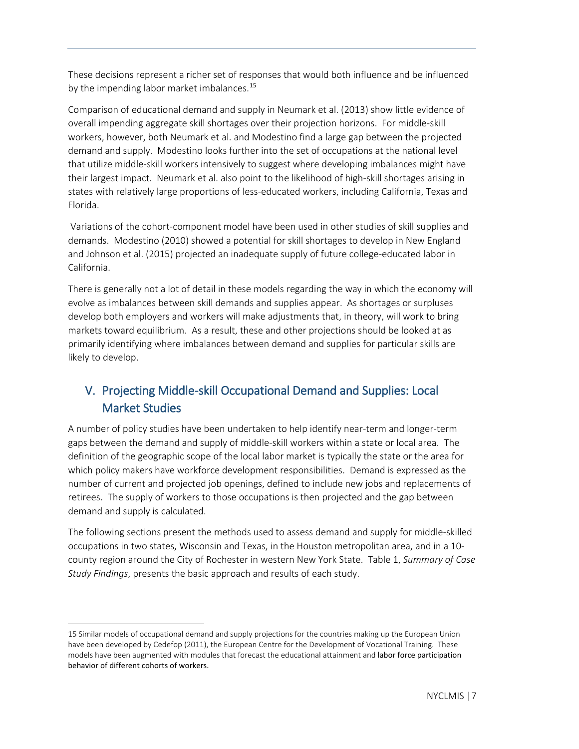These decisions represent a richer set of responses that would both influence and be influenced by the impending labor market imbalances.[15]

Comparison of educational demand and supply in Neumark et al. (2013) show little evidence of overall impending aggregate skill shortages over their projection horizons. For middle-skill workers, however, both Neumark et al. and Modestino find a large gap between the projected demand and supply. Modestino looks further into the set of occupations at the national level that utilize middle-skill workers intensively to suggest where developing imbalances might have their largest impact. Neumark et al. also point to the likelihood of high-skill shortages arising in states with relatively large proportions of less-educated workers, including California, Texas and Florida.

Variations of the cohort-component model have been used in other studies of skill supplies and demands. Modestino (2010) showed a potential for skill shortages to develop in New England and Johnson et al. (2015) projected an inadequate supply of future college-educated labor in California.

There is generally not a lot of detail in these models regarding the way in which the economy will evolve as imbalances between skill demands and supplies appear. As shortages or surpluses develop both employers and workers will make adjustments that, in theory, will work to bring markets toward equilibrium. As a result, these and other projections should be looked at as primarily identifying where imbalances between demand and supplies for particular skills are likely to develop.

## V. Projecting Middle-skill Occupational Demand and Supplies: Local Market Studies

A number of policy studies have been undertaken to help identify near-term and longer-term gaps between the demand and supply of middle-skill workers within a state or local area. The definition of the geographic scope of the local labor market is typically the state or the area for which policy makers have workforce development responsibilities. Demand is expressed as the number of current and projected job openings, defined to include new jobs and replacements of retirees. The supply of workers to those occupations is then projected and the gap between demand and supply is calculated.

The following sections present the methods used to assess demand and supply for middle-skilled occupations in two states, Wisconsin and Texas, in the Houston metropolitan area, and in a 10-county region around the City of Rochester in western New York State. Table 1, *Summary of Case Study Findings*, presents the basic approach and results of each study.

---

15 Similar models of occupational demand and supply projections for the countries making up the European Union have been developed by Cedefop (2011), the European Centre for the Development of Vocational Training. These models have been augmented with modules that forecast the educational attainment and labor force participation behavior of different cohorts of workers.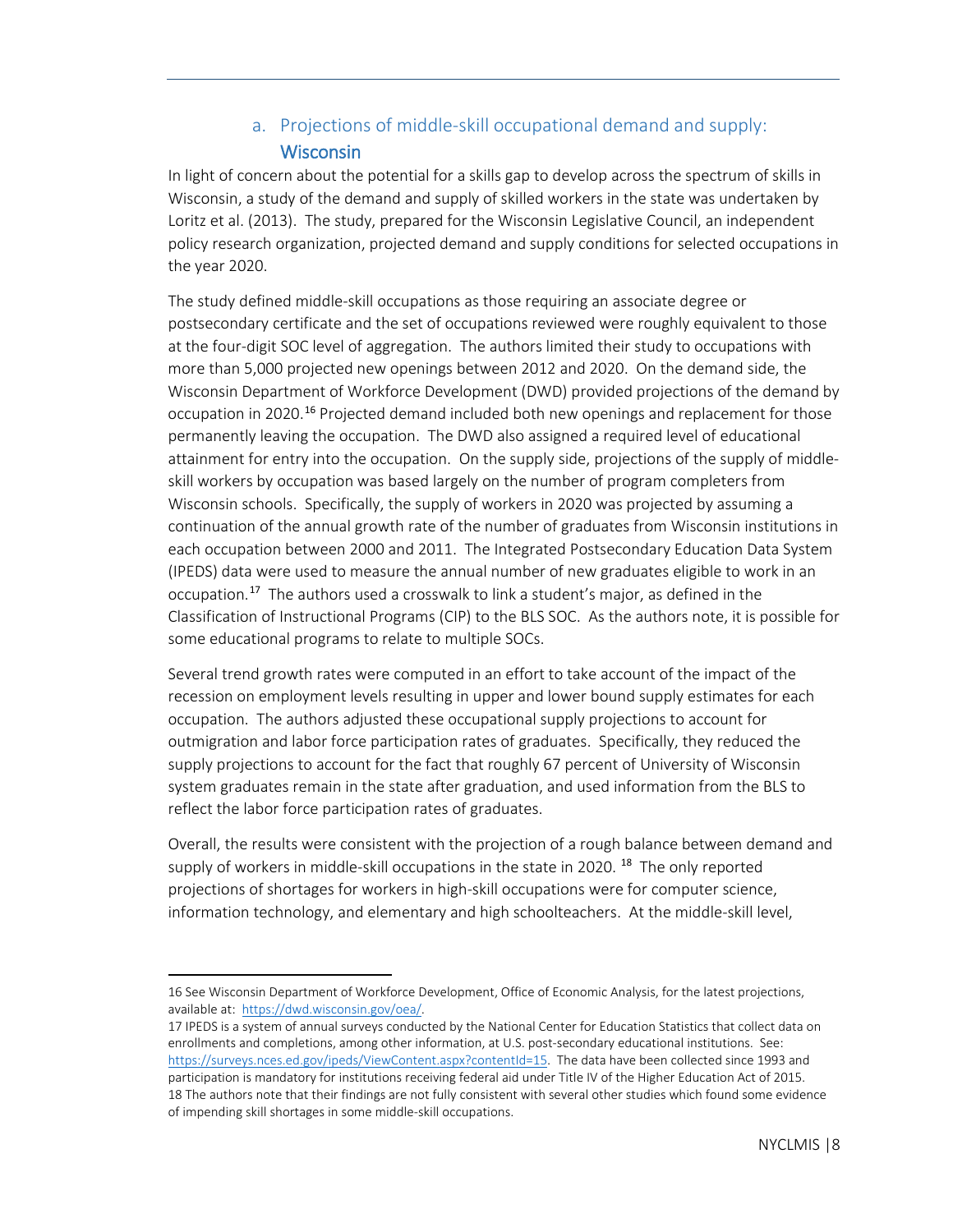### a. Projections of middle-skill occupational demand and supply: Wisconsin

In light of concern about the potential for a skills gap to develop across the spectrum of skills in Wisconsin, a study of the demand and supply of skilled workers in the state was undertaken by Loritz et al. (2013). The study, prepared for the Wisconsin Legislative Council, an independent policy research organization, projected demand and supply conditions for selected occupations in the year 2020.

The study defined middle-skill occupations as those requiring an associate degree or postsecondary certificate and the set of occupations reviewed were roughly equivalent to those at the four-digit SOC level of aggregation. The authors limited their study to occupations with more than 5,000 projected new openings between 2012 and 2020. On the demand side, the Wisconsin Department of Workforce Development (DWD) provided projections of the demand by occupation in 2020.[16] Projected demand included both new openings and replacement for those permanently leaving the occupation. The DWD also assigned a required level of educational attainment for entry into the occupation. On the supply side, projections of the supply of middle-skill workers by occupation was based largely on the number of program completers from Wisconsin schools. Specifically, the supply of workers in 2020 was projected by assuming a continuation of the annual growth rate of the number of graduates from Wisconsin institutions in each occupation between 2000 and 2011. The Integrated Postsecondary Education Data System (IPEDS) data were used to measure the annual number of new graduates eligible to work in an occupation.[17] The authors used a crosswalk to link a student's major, as defined in the Classification of Instructional Programs (CIP) to the BLS SOC. As the authors note, it is possible for some educational programs to relate to multiple SOCs.

Several trend growth rates were computed in an effort to take account of the impact of the recession on employment levels resulting in upper and lower bound supply estimates for each occupation. The authors adjusted these occupational supply projections to account for outmigration and labor force participation rates of graduates. Specifically, they reduced the supply projections to account for the fact that roughly 67 percent of University of Wisconsin system graduates remain in the state after graduation, and used information from the BLS to reflect the labor force participation rates of graduates.

Overall, the results were consistent with the projection of a rough balance between demand and supply of workers in middle-skill occupations in the state in 2020. [18] The only reported projections of shortages for workers in high-skill occupations were for computer science, information technology, and elementary and high schoolteachers. At the middle-skill level,

---

16 See Wisconsin Department of Workforce Development, Office of Economic Analysis, for the latest projections, available at: https://dwd.wisconsin.gov/oea/.

17 IPEDS is a system of annual surveys conducted by the National Center for Education Statistics that collect data on enrollments and completions, among other information, at U.S. post-secondary educational institutions. See: https://surveys.nces.ed.gov/ipeds/ViewContent.aspx?contentId=15. The data have been collected since 1993 and participation is mandatory for institutions receiving federal aid under Title IV of the Higher Education Act of 2015.

18 The authors note that their findings are not fully consistent with several other studies which found some evidence of impending skill shortages in some middle-skill occupations.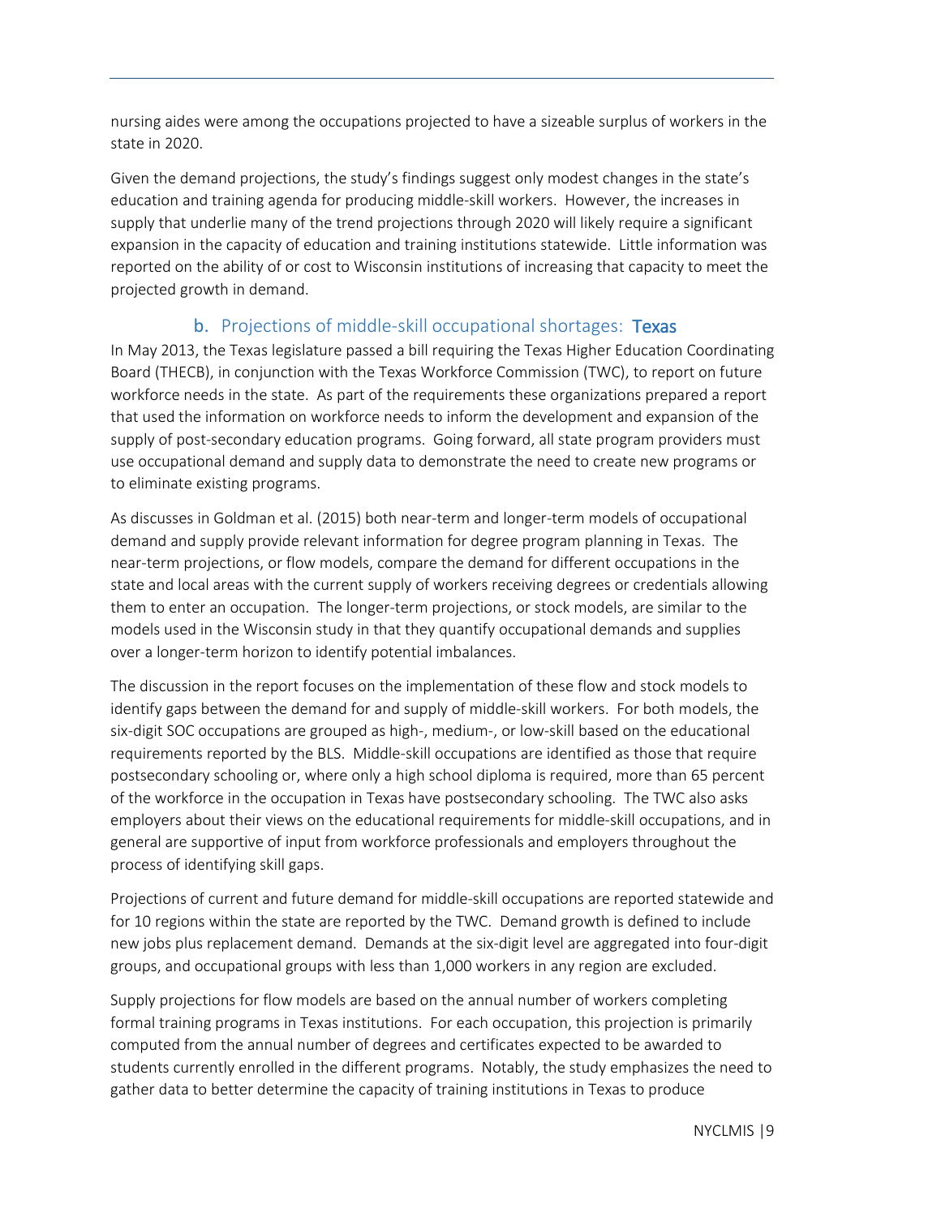nursing aides were among the occupations projected to have a sizeable surplus of workers in the state in 2020.

Given the demand projections, the study's findings suggest only modest changes in the state's education and training agenda for producing middle-skill workers. However, the increases in supply that underlie many of the trend projections through 2020 will likely require a significant expansion in the capacity of education and training institutions statewide. Little information was reported on the ability of or cost to Wisconsin institutions of increasing that capacity to meet the projected growth in demand.

### b. Projections of middle-skill occupational shortages: **Texas**

In May 2013, the Texas legislature passed a bill requiring the Texas Higher Education Coordinating Board (THECB), in conjunction with the Texas Workforce Commission (TWC), to report on future workforce needs in the state. As part of the requirements these organizations prepared a report that used the information on workforce needs to inform the development and expansion of the supply of post-secondary education programs. Going forward, all state program providers must use occupational demand and supply data to demonstrate the need to create new programs or to eliminate existing programs.

As discusses in Goldman et al. (2015) both near-term and longer-term models of occupational demand and supply provide relevant information for degree program planning in Texas. The near-term projections, or flow models, compare the demand for different occupations in the state and local areas with the current supply of workers receiving degrees or credentials allowing them to enter an occupation. The longer-term projections, or stock models, are similar to the models used in the Wisconsin study in that they quantify occupational demands and supplies over a longer-term horizon to identify potential imbalances.

The discussion in the report focuses on the implementation of these flow and stock models to identify gaps between the demand for and supply of middle-skill workers. For both models, the six-digit SOC occupations are grouped as high-, medium-, or low-skill based on the educational requirements reported by the BLS. Middle-skill occupations are identified as those that require postsecondary schooling or, where only a high school diploma is required, more than 65 percent of the workforce in the occupation in Texas have postsecondary schooling. The TWC also asks employers about their views on the educational requirements for middle-skill occupations, and in general are supportive of input from workforce professionals and employers throughout the process of identifying skill gaps.

Projections of current and future demand for middle-skill occupations are reported statewide and for 10 regions within the state are reported by the TWC. Demand growth is defined to include new jobs plus replacement demand. Demands at the six-digit level are aggregated into four-digit groups, and occupational groups with less than 1,000 workers in any region are excluded.

Supply projections for flow models are based on the annual number of workers completing formal training programs in Texas institutions. For each occupation, this projection is primarily computed from the annual number of degrees and certificates expected to be awarded to students currently enrolled in the different programs. Notably, the study emphasizes the need to gather data to better determine the capacity of training institutions in Texas to produce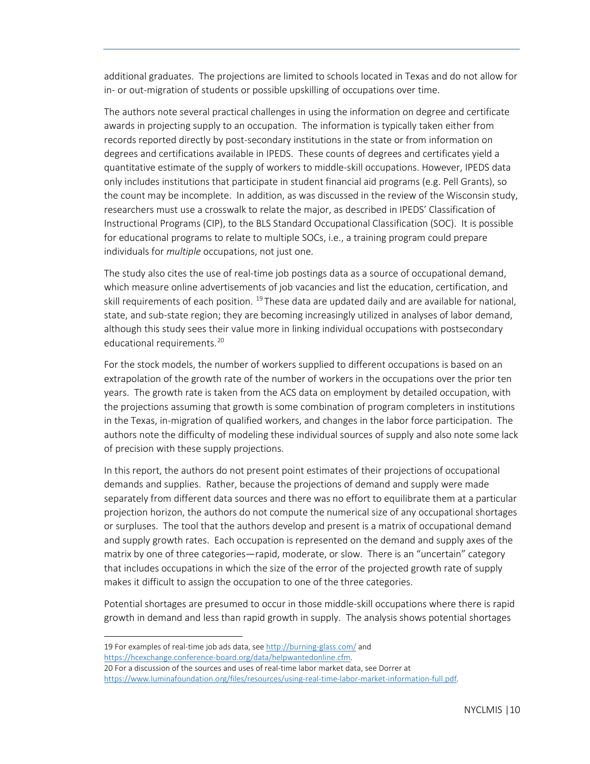additional graduates. The projections are limited to schools located in Texas and do not allow for in- or out-migration of students or possible upskilling of occupations over time.

The authors note several practical challenges in using the information on degree and certificate awards in projecting supply to an occupation. The information is typically taken either from records reported directly by post-secondary institutions in the state or from information on degrees and certifications available in IPEDS. These counts of degrees and certificates yield a quantitative estimate of the supply of workers to middle-skill occupations. However, IPEDS data only includes institutions that participate in student financial aid programs (e.g. Pell Grants), so the count may be incomplete. In addition, as was discussed in the review of the Wisconsin study, researchers must use a crosswalk to relate the major, as described in IPEDS' Classification of Instructional Programs (CIP), to the BLS Standard Occupational Classification (SOC). It is possible for educational programs to relate to multiple SOCs, i.e., a training program could prepare individuals for *multiple* occupations, not just one.

The study also cites the use of real-time job postings data as a source of occupational demand, which measure online advertisements of job vacancies and list the education, certification, and skill requirements of each position. [19] These data are updated daily and are available for national, state, and sub-state region; they are becoming increasingly utilized in analyses of labor demand, although this study sees their value more in linking individual occupations with postsecondary educational requirements.[20]

For the stock models, the number of workers supplied to different occupations is based on an extrapolation of the growth rate of the number of workers in the occupations over the prior ten years. The growth rate is taken from the ACS data on employment by detailed occupation, with the projections assuming that growth is some combination of program completers in institutions in the Texas, in-migration of qualified workers, and changes in the labor force participation. The authors note the difficulty of modeling these individual sources of supply and also note some lack of precision with these supply projections.

In this report, the authors do not present point estimates of their projections of occupational demands and supplies. Rather, because the projections of demand and supply were made separately from different data sources and there was no effort to equilibrate them at a particular projection horizon, the authors do not compute the numerical size of any occupational shortages or surpluses. The tool that the authors develop and present is a matrix of occupational demand and supply growth rates. Each occupation is represented on the demand and supply axes of the matrix by one of three categories—rapid, moderate, or slow. There is an "uncertain" category that includes occupations in which the size of the error of the projected growth rate of supply makes it difficult to assign the occupation to one of the three categories.

Potential shortages are presumed to occur in those middle-skill occupations where there is rapid growth in demand and less than rapid growth in supply. The analysis shows potential shortages

---

19 For examples of real-time job ads data, see http://burning-glass.com/ and https://hcexchange.conference-board.org/data/helpwantedonline.cfm.

20 For a discussion of the sources and uses of real-time labor market data, see Dorrer at https://www.luminafoundation.org/files/resources/using-real-time-labor-market-information-full.pdf.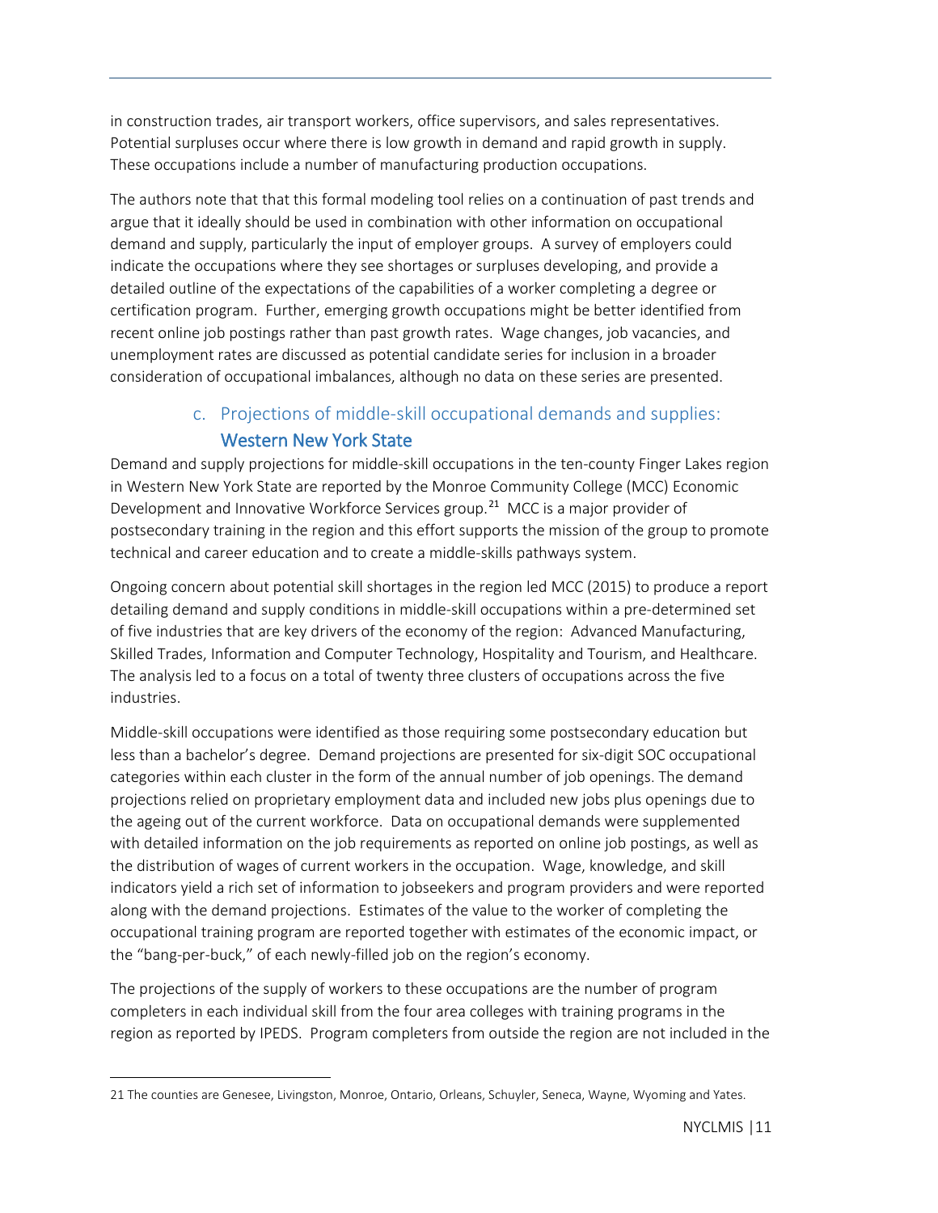in construction trades, air transport workers, office supervisors, and sales representatives. Potential surpluses occur where there is low growth in demand and rapid growth in supply. These occupations include a number of manufacturing production occupations.

The authors note that that this formal modeling tool relies on a continuation of past trends and argue that it ideally should be used in combination with other information on occupational demand and supply, particularly the input of employer groups. A survey of employers could indicate the occupations where they see shortages or surpluses developing, and provide a detailed outline of the expectations of the capabilities of a worker completing a degree or certification program. Further, emerging growth occupations might be better identified from recent online job postings rather than past growth rates. Wage changes, job vacancies, and unemployment rates are discussed as potential candidate series for inclusion in a broader consideration of occupational imbalances, although no data on these series are presented.

### c. Projections of middle-skill occupational demands and supplies: Western New York State

Demand and supply projections for middle-skill occupations in the ten-county Finger Lakes region in Western New York State are reported by the Monroe Community College (MCC) Economic Development and Innovative Workforce Services group.[21] MCC is a major provider of postsecondary training in the region and this effort supports the mission of the group to promote technical and career education and to create a middle-skills pathways system.

Ongoing concern about potential skill shortages in the region led MCC (2015) to produce a report detailing demand and supply conditions in middle-skill occupations within a pre-determined set of five industries that are key drivers of the economy of the region: Advanced Manufacturing, Skilled Trades, Information and Computer Technology, Hospitality and Tourism, and Healthcare. The analysis led to a focus on a total of twenty three clusters of occupations across the five industries.

Middle-skill occupations were identified as those requiring some postsecondary education but less than a bachelor's degree. Demand projections are presented for six-digit SOC occupational categories within each cluster in the form of the annual number of job openings. The demand projections relied on proprietary employment data and included new jobs plus openings due to the ageing out of the current workforce. Data on occupational demands were supplemented with detailed information on the job requirements as reported on online job postings, as well as the distribution of wages of current workers in the occupation. Wage, knowledge, and skill indicators yield a rich set of information to jobseekers and program providers and were reported along with the demand projections. Estimates of the value to the worker of completing the occupational training program are reported together with estimates of the economic impact, or the "bang-per-buck," of each newly-filled job on the region's economy.

The projections of the supply of workers to these occupations are the number of program completers in each individual skill from the four area colleges with training programs in the region as reported by IPEDS. Program completers from outside the region are not included in the

21 The counties are Genesee, Livingston, Monroe, Ontario, Orleans, Schuyler, Seneca, Wayne, Wyoming and Yates.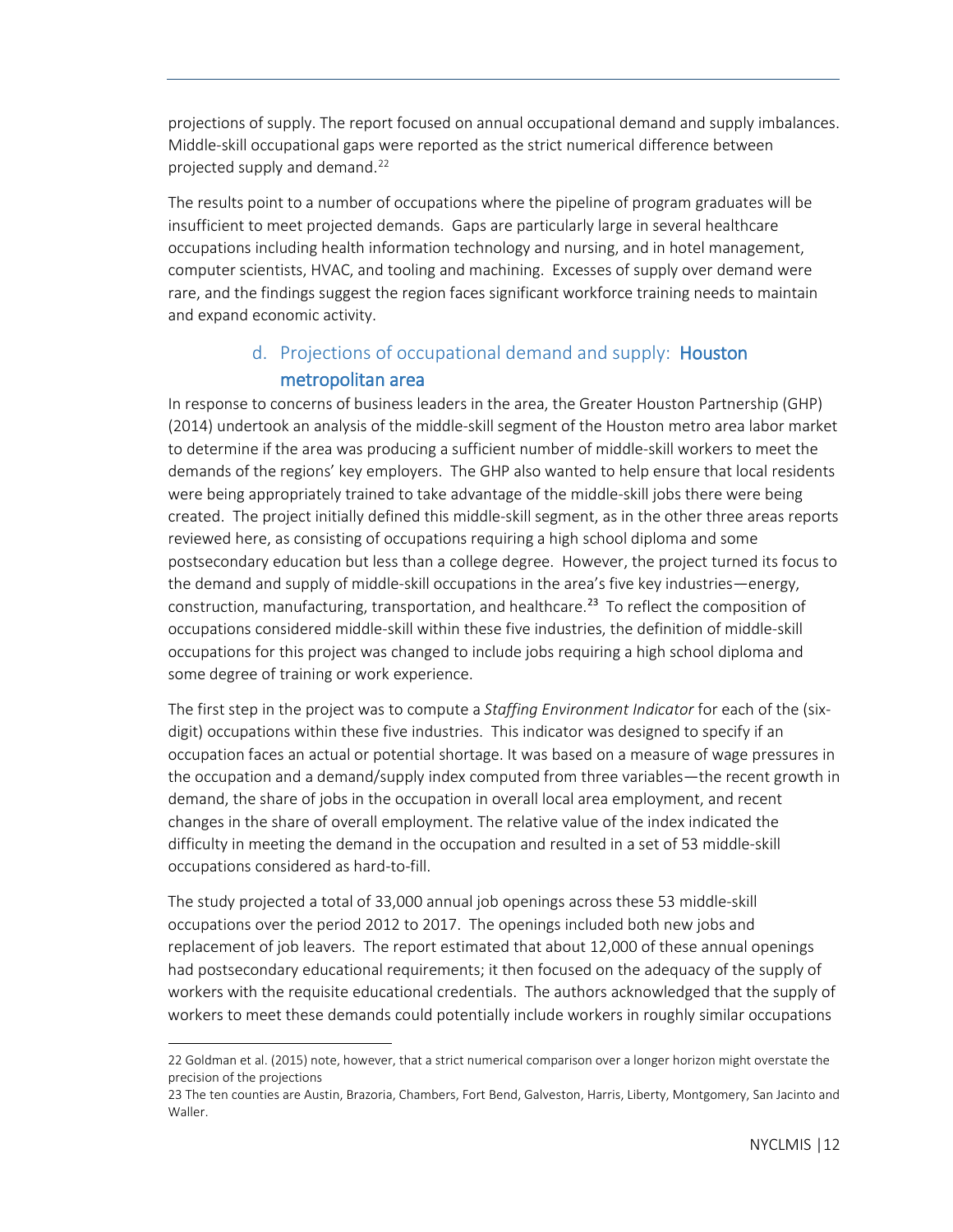projections of supply. The report focused on annual occupational demand and supply imbalances. Middle-skill occupational gaps were reported as the strict numerical difference between projected supply and demand.[22]

The results point to a number of occupations where the pipeline of program graduates will be insufficient to meet projected demands. Gaps are particularly large in several healthcare occupations including health information technology and nursing, and in hotel management, computer scientists, HVAC, and tooling and machining. Excesses of supply over demand were rare, and the findings suggest the region faces significant workforce training needs to maintain and expand economic activity.

### d. Projections of occupational demand and supply: **Houston metropolitan area**

In response to concerns of business leaders in the area, the Greater Houston Partnership (GHP) (2014) undertook an analysis of the middle-skill segment of the Houston metro area labor market to determine if the area was producing a sufficient number of middle-skill workers to meet the demands of the regions' key employers. The GHP also wanted to help ensure that local residents were being appropriately trained to take advantage of the middle-skill jobs there were being created. The project initially defined this middle-skill segment, as in the other three areas reports reviewed here, as consisting of occupations requiring a high school diploma and some postsecondary education but less than a college degree. However, the project turned its focus to the demand and supply of middle-skill occupations in the area's five key industries—energy, construction, manufacturing, transportation, and healthcare.[23] To reflect the composition of occupations considered middle-skill within these five industries, the definition of middle-skill occupations for this project was changed to include jobs requiring a high school diploma and some degree of training or work experience.

The first step in the project was to compute a *Staffing Environment Indicator* for each of the (six-digit) occupations within these five industries. This indicator was designed to specify if an occupation faces an actual or potential shortage. It was based on a measure of wage pressures in the occupation and a demand/supply index computed from three variables—the recent growth in demand, the share of jobs in the occupation in overall local area employment, and recent changes in the share of overall employment. The relative value of the index indicated the difficulty in meeting the demand in the occupation and resulted in a set of 53 middle-skill occupations considered as hard-to-fill.

The study projected a total of 33,000 annual job openings across these 53 middle-skill occupations over the period 2012 to 2017. The openings included both new jobs and replacement of job leavers. The report estimated that about 12,000 of these annual openings had postsecondary educational requirements; it then focused on the adequacy of the supply of workers with the requisite educational credentials. The authors acknowledged that the supply of workers to meet these demands could potentially include workers in roughly similar occupations

---

22 Goldman et al. (2015) note, however, that a strict numerical comparison over a longer horizon might overstate the precision of the projections

23 The ten counties are Austin, Brazoria, Chambers, Fort Bend, Galveston, Harris, Liberty, Montgomery, San Jacinto and Waller.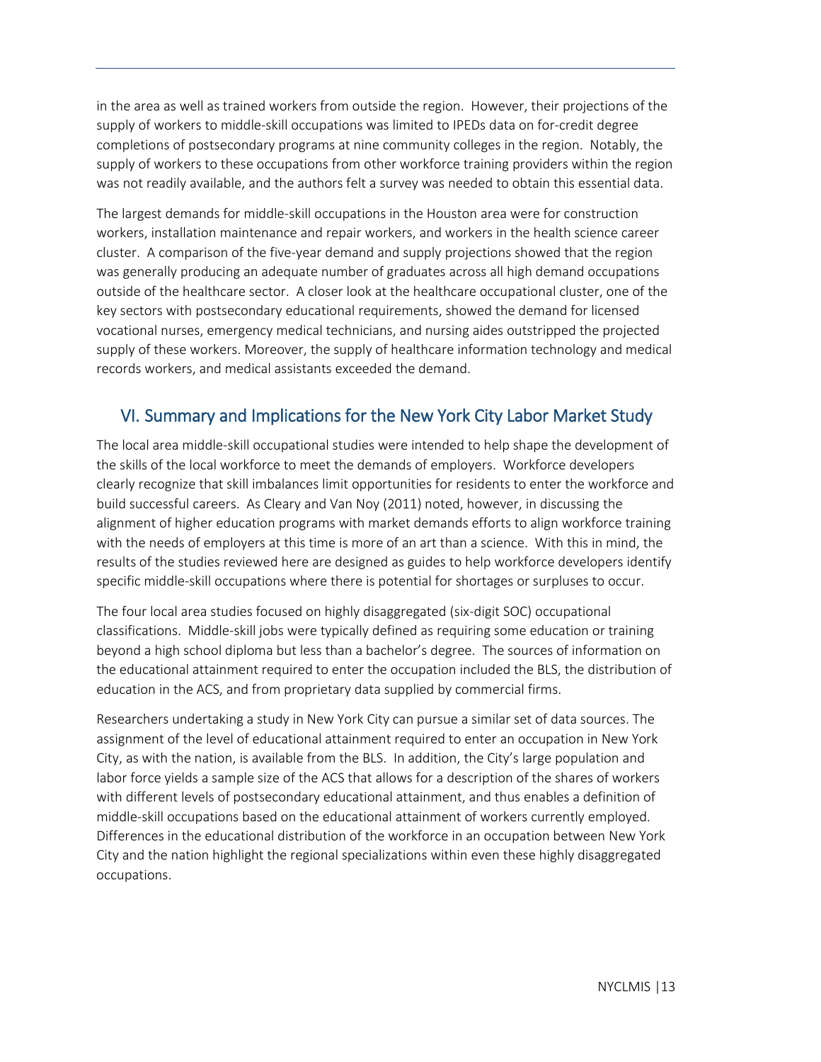in the area as well as trained workers from outside the region. However, their projections of the supply of workers to middle-skill occupations was limited to IPEDs data on for-credit degree completions of postsecondary programs at nine community colleges in the region. Notably, the supply of workers to these occupations from other workforce training providers within the region was not readily available, and the authors felt a survey was needed to obtain this essential data.

The largest demands for middle-skill occupations in the Houston area were for construction workers, installation maintenance and repair workers, and workers in the health science career cluster. A comparison of the five-year demand and supply projections showed that the region was generally producing an adequate number of graduates across all high demand occupations outside of the healthcare sector. A closer look at the healthcare occupational cluster, one of the key sectors with postsecondary educational requirements, showed the demand for licensed vocational nurses, emergency medical technicians, and nursing aides outstripped the projected supply of these workers. Moreover, the supply of healthcare information technology and medical records workers, and medical assistants exceeded the demand.

## VI. Summary and Implications for the New York City Labor Market Study

The local area middle-skill occupational studies were intended to help shape the development of the skills of the local workforce to meet the demands of employers. Workforce developers clearly recognize that skill imbalances limit opportunities for residents to enter the workforce and build successful careers. As Cleary and Van Noy (2011) noted, however, in discussing the alignment of higher education programs with market demands efforts to align workforce training with the needs of employers at this time is more of an art than a science. With this in mind, the results of the studies reviewed here are designed as guides to help workforce developers identify specific middle-skill occupations where there is potential for shortages or surpluses to occur.

The four local area studies focused on highly disaggregated (six-digit SOC) occupational classifications. Middle-skill jobs were typically defined as requiring some education or training beyond a high school diploma but less than a bachelor's degree. The sources of information on the educational attainment required to enter the occupation included the BLS, the distribution of education in the ACS, and from proprietary data supplied by commercial firms.

Researchers undertaking a study in New York City can pursue a similar set of data sources. The assignment of the level of educational attainment required to enter an occupation in New York City, as with the nation, is available from the BLS. In addition, the City's large population and labor force yields a sample size of the ACS that allows for a description of the shares of workers with different levels of postsecondary educational attainment, and thus enables a definition of middle-skill occupations based on the educational attainment of workers currently employed. Differences in the educational distribution of the workforce in an occupation between New York City and the nation highlight the regional specializations within even these highly disaggregated occupations.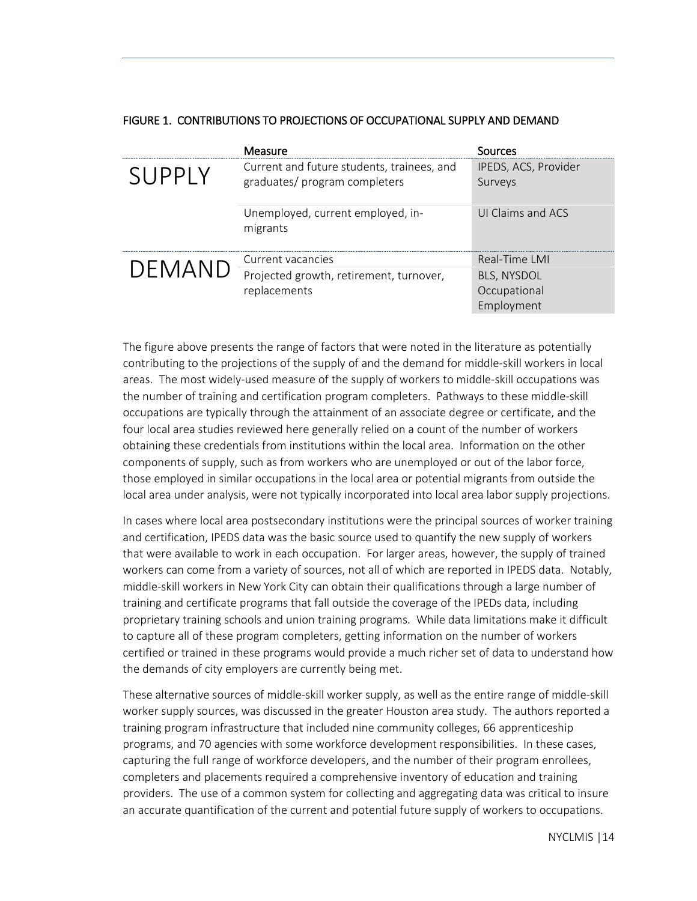FIGURE 1. CONTRIBUTIONS TO PROJECTIONS OF OCCUPATIONAL SUPPLY AND DEMAND

| | Measure | Sources |
|---|---|---|
| SUPPLY | Current and future students, trainees, and graduates/ program completers | IPEDS, ACS, Provider Surveys |
| | Unemployed, current employed, in-migrants | UI Claims and ACS |
| DEMAND | Current vacancies | Real-Time LMI |
| | Projected growth, retirement, turnover, replacements | BLS, NYSDOL Occupational Employment |

The figure above presents the range of factors that were noted in the literature as potentially contributing to the projections of the supply of and the demand for middle-skill workers in local areas. The most widely-used measure of the supply of workers to middle-skill occupations was the number of training and certification program completers. Pathways to these middle-skill occupations are typically through the attainment of an associate degree or certificate, and the four local area studies reviewed here generally relied on a count of the number of workers obtaining these credentials from institutions within the local area. Information on the other components of supply, such as from workers who are unemployed or out of the labor force, those employed in similar occupations in the local area or potential migrants from outside the local area under analysis, were not typically incorporated into local area labor supply projections.

In cases where local area postsecondary institutions were the principal sources of worker training and certification, IPEDS data was the basic source used to quantify the new supply of workers that were available to work in each occupation. For larger areas, however, the supply of trained workers can come from a variety of sources, not all of which are reported in IPEDS data. Notably, middle-skill workers in New York City can obtain their qualifications through a large number of training and certificate programs that fall outside the coverage of the IPEDs data, including proprietary training schools and union training programs. While data limitations make it difficult to capture all of these program completers, getting information on the number of workers certified or trained in these programs would provide a much richer set of data to understand how the demands of city employers are currently being met.

These alternative sources of middle-skill worker supply, as well as the entire range of middle-skill worker supply sources, was discussed in the greater Houston area study. The authors reported a training program infrastructure that included nine community colleges, 66 apprenticeship programs, and 70 agencies with some workforce development responsibilities. In these cases, capturing the full range of workforce developers, and the number of their program enrollees, completers and placements required a comprehensive inventory of education and training providers. The use of a common system for collecting and aggregating data was critical to insure an accurate quantification of the current and potential future supply of workers to occupations.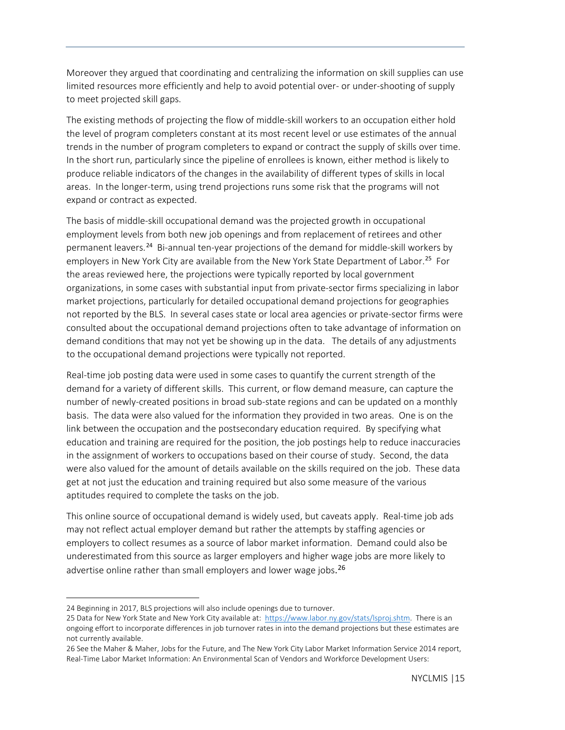Moreover they argued that coordinating and centralizing the information on skill supplies can use limited resources more efficiently and help to avoid potential over- or under-shooting of supply to meet projected skill gaps.

The existing methods of projecting the flow of middle-skill workers to an occupation either hold the level of program completers constant at its most recent level or use estimates of the annual trends in the number of program completers to expand or contract the supply of skills over time. In the short run, particularly since the pipeline of enrollees is known, either method is likely to produce reliable indicators of the changes in the availability of different types of skills in local areas. In the longer-term, using trend projections runs some risk that the programs will not expand or contract as expected.

The basis of middle-skill occupational demand was the projected growth in occupational employment levels from both new job openings and from replacement of retirees and other permanent leavers.[24] Bi-annual ten-year projections of the demand for middle-skill workers by employers in New York City are available from the New York State Department of Labor.[25] For the areas reviewed here, the projections were typically reported by local government organizations, in some cases with substantial input from private-sector firms specializing in labor market projections, particularly for detailed occupational demand projections for geographies not reported by the BLS. In several cases state or local area agencies or private-sector firms were consulted about the occupational demand projections often to take advantage of information on demand conditions that may not yet be showing up in the data. The details of any adjustments to the occupational demand projections were typically not reported.

Real-time job posting data were used in some cases to quantify the current strength of the demand for a variety of different skills. This current, or flow demand measure, can capture the number of newly-created positions in broad sub-state regions and can be updated on a monthly basis. The data were also valued for the information they provided in two areas. One is on the link between the occupation and the postsecondary education required. By specifying what education and training are required for the position, the job postings help to reduce inaccuracies in the assignment of workers to occupations based on their course of study. Second, the data were also valued for the amount of details available on the skills required on the job. These data get at not just the education and training required but also some measure of the various aptitudes required to complete the tasks on the job.

This online source of occupational demand is widely used, but caveats apply. Real-time job ads may not reflect actual employer demand but rather the attempts by staffing agencies or employers to collect resumes as a source of labor market information. Demand could also be underestimated from this source as larger employers and higher wage jobs are more likely to advertise online rather than small employers and lower wage jobs.[26]

---

24 Beginning in 2017, BLS projections will also include openings due to turnover.

25 Data for New York State and New York City available at: https://www.labor.ny.gov/stats/lsproj.shtm. There is an ongoing effort to incorporate differences in job turnover rates in into the demand projections but these estimates are not currently available.

26 See the Maher & Maher, Jobs for the Future, and The New York City Labor Market Information Service 2014 report, Real-Time Labor Market Information: An Environmental Scan of Vendors and Workforce Development Users: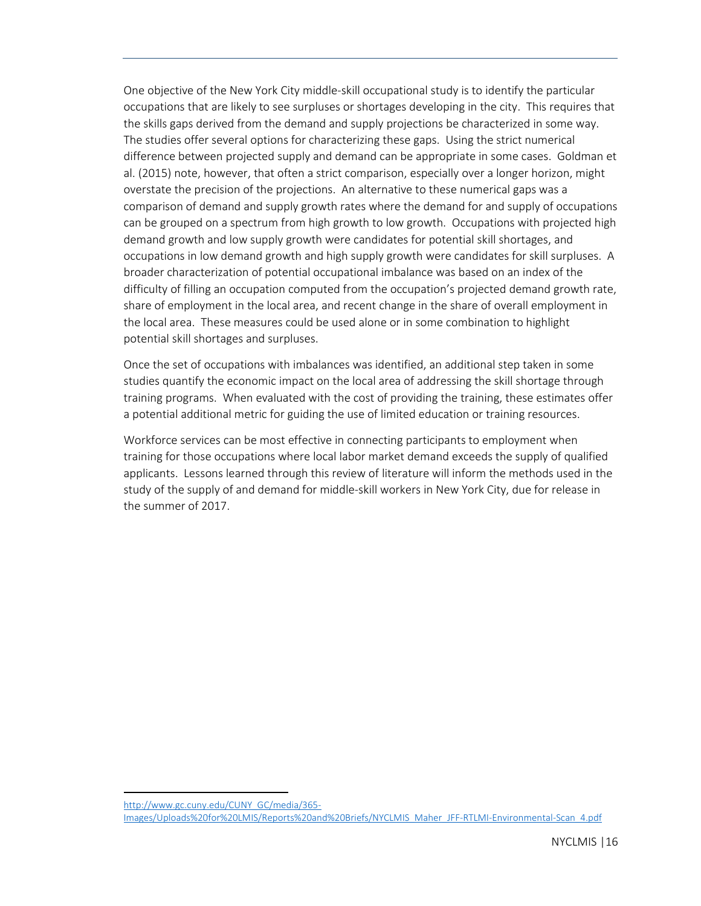One objective of the New York City middle-skill occupational study is to identify the particular occupations that are likely to see surpluses or shortages developing in the city. This requires that the skills gaps derived from the demand and supply projections be characterized in some way. The studies offer several options for characterizing these gaps. Using the strict numerical difference between projected supply and demand can be appropriate in some cases. Goldman et al. (2015) note, however, that often a strict comparison, especially over a longer horizon, might overstate the precision of the projections. An alternative to these numerical gaps was a comparison of demand and supply growth rates where the demand for and supply of occupations can be grouped on a spectrum from high growth to low growth. Occupations with projected high demand growth and low supply growth were candidates for potential skill shortages, and occupations in low demand growth and high supply growth were candidates for skill surpluses. A broader characterization of potential occupational imbalance was based on an index of the difficulty of filling an occupation computed from the occupation's projected demand growth rate, share of employment in the local area, and recent change in the share of overall employment in the local area. These measures could be used alone or in some combination to highlight potential skill shortages and surpluses.

Once the set of occupations with imbalances was identified, an additional step taken in some studies quantify the economic impact on the local area of addressing the skill shortage through training programs. When evaluated with the cost of providing the training, these estimates offer a potential additional metric for guiding the use of limited education or training resources.

Workforce services can be most effective in connecting participants to employment when training for those occupations where local labor market demand exceeds the supply of qualified applicants. Lessons learned through this review of literature will inform the methods used in the study of the supply of and demand for middle-skill workers in New York City, due for release in the summer of 2017.

---

http://www.gc.cuny.edu/CUNY_GC/media/365-Images/Uploads%20for%20LMIS/Reports%20and%20Briefs/NYCLMIS_Maher_JFF-RTLMI-Environmental-Scan_4.pdf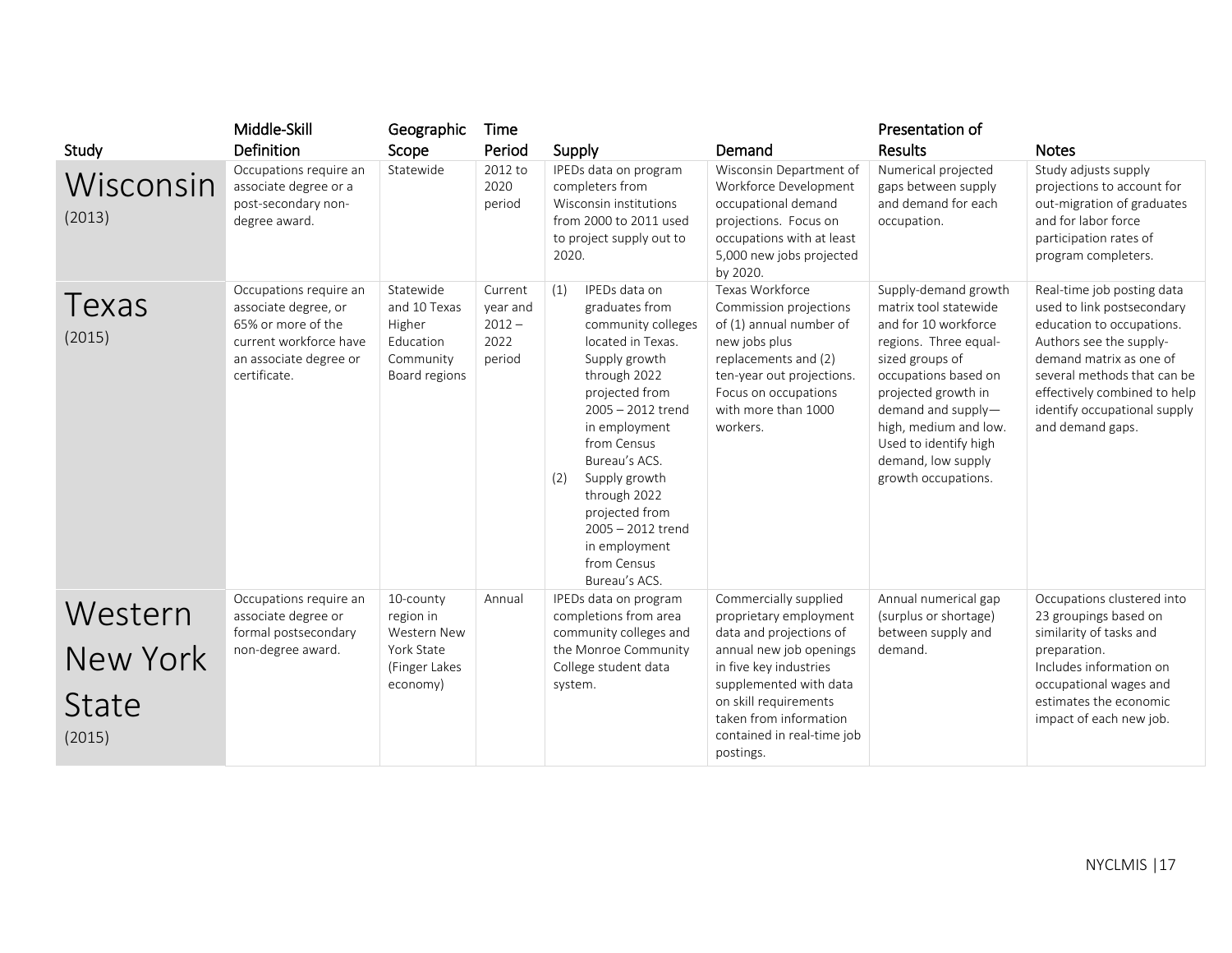| Study | Middle-Skill Definition | Geographic Scope | Time Period | Supply | Demand | Presentation of Results | Notes |
|---|---|---|---|---|---|---|---|
| Wisconsin (2013) | Occupations require an associate degree or a post-secondary non-degree award. | Statewide | 2012 to 2020 period | IPEDs data on program completers from Wisconsin institutions from 2000 to 2011 used to project supply out to 2020. | Wisconsin Department of Workforce Development occupational demand projections. Focus on occupations with at least 5,000 new jobs projected by 2020. | Numerical projected gaps between supply and demand for each occupation. | Study adjusts supply projections to account for out-migration of graduates and for labor force participation rates of program completers. |
| Texas (2015) | Occupations require an associate degree, or 65% or more of the current workforce have an associate degree or certificate. | Statewide and 10 Texas Higher Education Community Board regions | Current year and 2012 – 2022 period | (1) IPEDs data on graduates from community colleges located in Texas. Supply growth through 2022 projected from 2005 – 2012 trend in employment from Census Bureau's ACS. (2) Supply growth through 2022 projected from 2005 – 2012 trend in employment from Census Bureau's ACS. | Texas Workforce Commission projections of (1) annual number of new jobs plus replacements and (2) ten-year out projections. Focus on occupations with more than 1000 workers. | Supply-demand growth matrix tool statewide and for 10 workforce regions. Three equal-sized groups of occupations based on projected growth in demand and supply—high, medium and low. Used to identify high demand, low supply growth occupations. | Real-time job posting data used to link postsecondary education to occupations. Authors see the supply-demand matrix as one of several methods that can be effectively combined to help identify occupational supply and demand gaps. |
| Western New York State (2015) | Occupations require an associate degree or formal postsecondary non-degree award. | 10-county region in Western New York State (Finger Lakes economy) | Annual | IPEDs data on program completions from area community colleges and the Monroe Community College student data system. | Commercially supplied proprietary employment data and projections of annual new job openings in five key industries supplemented with data on skill requirements taken from information contained in real-time job postings. | Annual numerical gap (surplus or shortage) between supply and demand. | Occupations clustered into 23 groupings based on similarity of tasks and preparation. Includes information on occupational wages and estimates the economic impact of each new job. |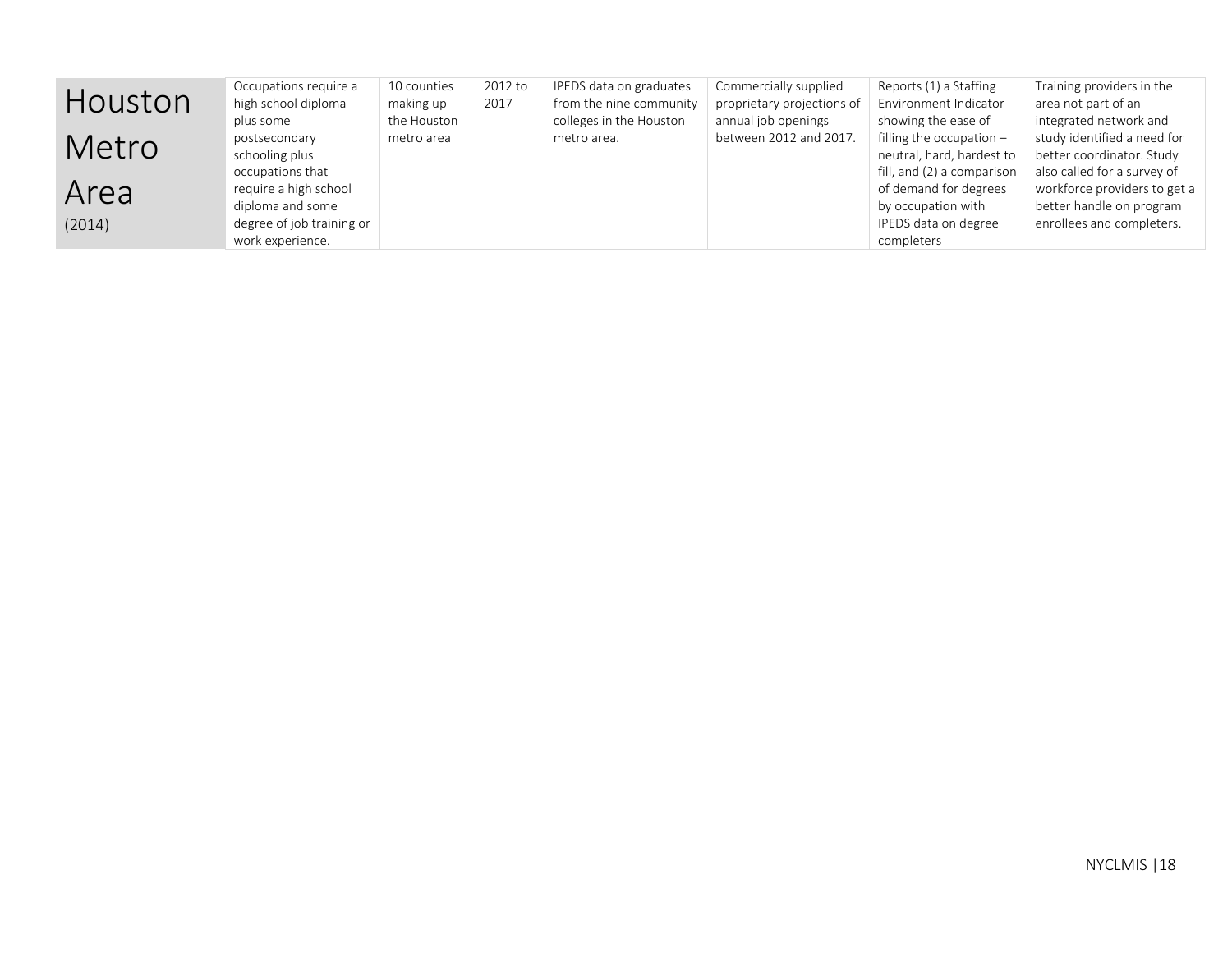| Houston Metro Area (2014) | Occupations require a high school diploma plus some postsecondary schooling plus occupations that require a high school diploma and some degree of job training or work experience. | 10 counties making up the Houston metro area | 2012 to 2017 | IPEDS data on graduates from the nine community colleges in the Houston metro area. | Commercially supplied proprietary projections of annual job openings between 2012 and 2017. | Reports (1) a Staffing Environment Indicator showing the ease of filling the occupation – neutral, hard, hardest to fill, and (2) a comparison of demand for degrees by occupation with IPEDS data on degree completers | Training providers in the area not part of an integrated network and study identified a need for better coordinator. Study also called for a survey of workforce providers to get a better handle on program enrollees and completers. |
|---|---|---|---|---|---|---|---|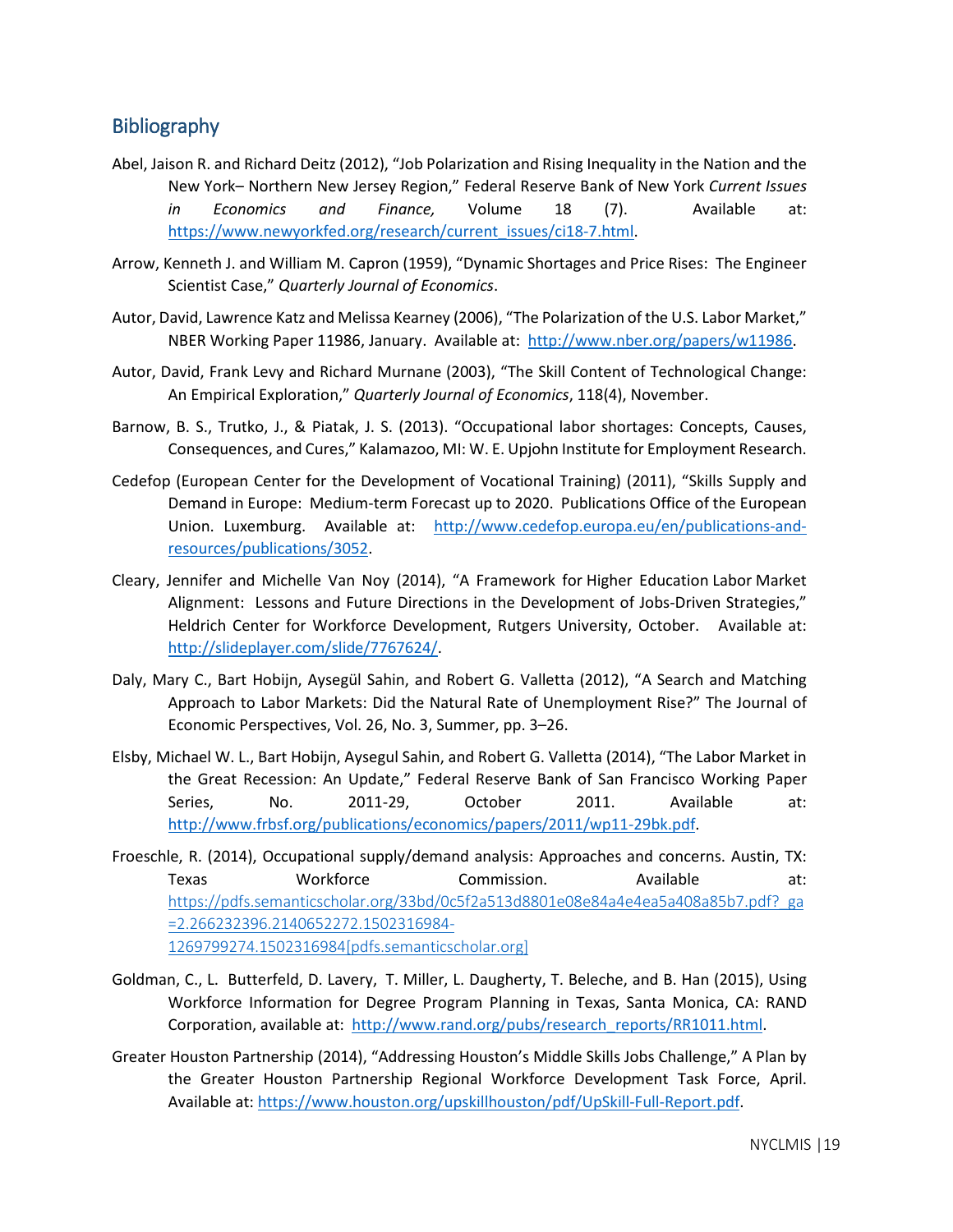## Bibliography

Abel, Jaison R. and Richard Deitz (2012), "Job Polarization and Rising Inequality in the Nation and the New York– Northern New Jersey Region," Federal Reserve Bank of New York *Current Issues in Economics and Finance,* Volume 18 (7). Available at: https://www.newyorkfed.org/research/current_issues/ci18-7.html.

Arrow, Kenneth J. and William M. Capron (1959), "Dynamic Shortages and Price Rises: The Engineer Scientist Case," *Quarterly Journal of Economics*.

Autor, David, Lawrence Katz and Melissa Kearney (2006), "The Polarization of the U.S. Labor Market," NBER Working Paper 11986, January. Available at: http://www.nber.org/papers/w11986.

Autor, David, Frank Levy and Richard Murnane (2003), "The Skill Content of Technological Change: An Empirical Exploration," *Quarterly Journal of Economics*, 118(4), November.

Barnow, B. S., Trutko, J., & Piatak, J. S. (2013). "Occupational labor shortages: Concepts, Causes, Consequences, and Cures," Kalamazoo, MI: W. E. Upjohn Institute for Employment Research.

Cedefop (European Center for the Development of Vocational Training) (2011), "Skills Supply and Demand in Europe: Medium-term Forecast up to 2020. Publications Office of the European Union. Luxemburg. Available at: http://www.cedefop.europa.eu/en/publications-and-resources/publications/3052.

Cleary, Jennifer and Michelle Van Noy (2014), "A Framework for Higher Education Labor Market Alignment: Lessons and Future Directions in the Development of Jobs-Driven Strategies," Heldrich Center for Workforce Development, Rutgers University, October. Available at: http://slideplayer.com/slide/7767624/.

Daly, Mary C., Bart Hobijn, Aysegül Sahin, and Robert G. Valletta (2012), "A Search and Matching Approach to Labor Markets: Did the Natural Rate of Unemployment Rise?" The Journal of Economic Perspectives, Vol. 26, No. 3, Summer, pp. 3–26.

Elsby, Michael W. L., Bart Hobijn, Aysegul Sahin, and Robert G. Valletta (2014), "The Labor Market in the Great Recession: An Update," Federal Reserve Bank of San Francisco Working Paper Series, No. 2011-29, October 2011. Available at: http://www.frbsf.org/publications/economics/papers/2011/wp11-29bk.pdf.

Froeschle, R. (2014), Occupational supply/demand analysis: Approaches and concerns. Austin, TX: Texas Workforce Commission. Available at: https://pdfs.semanticscholar.org/33bd/0c5f2a513d8801e08e84a4e4ea5a408a85b7.pdf?_ga=2.266232396.2140652272.1502316984-1269799274.1502316984[pdfs.semanticscholar.org]

Goldman, C., L. Butterfeld, D. Lavery, T. Miller, L. Daugherty, T. Beleche, and B. Han (2015), Using Workforce Information for Degree Program Planning in Texas, Santa Monica, CA: RAND Corporation, available at: http://www.rand.org/pubs/research_reports/RR1011.html.

Greater Houston Partnership (2014), "Addressing Houston's Middle Skills Jobs Challenge," A Plan by the Greater Houston Partnership Regional Workforce Development Task Force, April. Available at: https://www.houston.org/upskillhouston/pdf/UpSkill-Full-Report.pdf.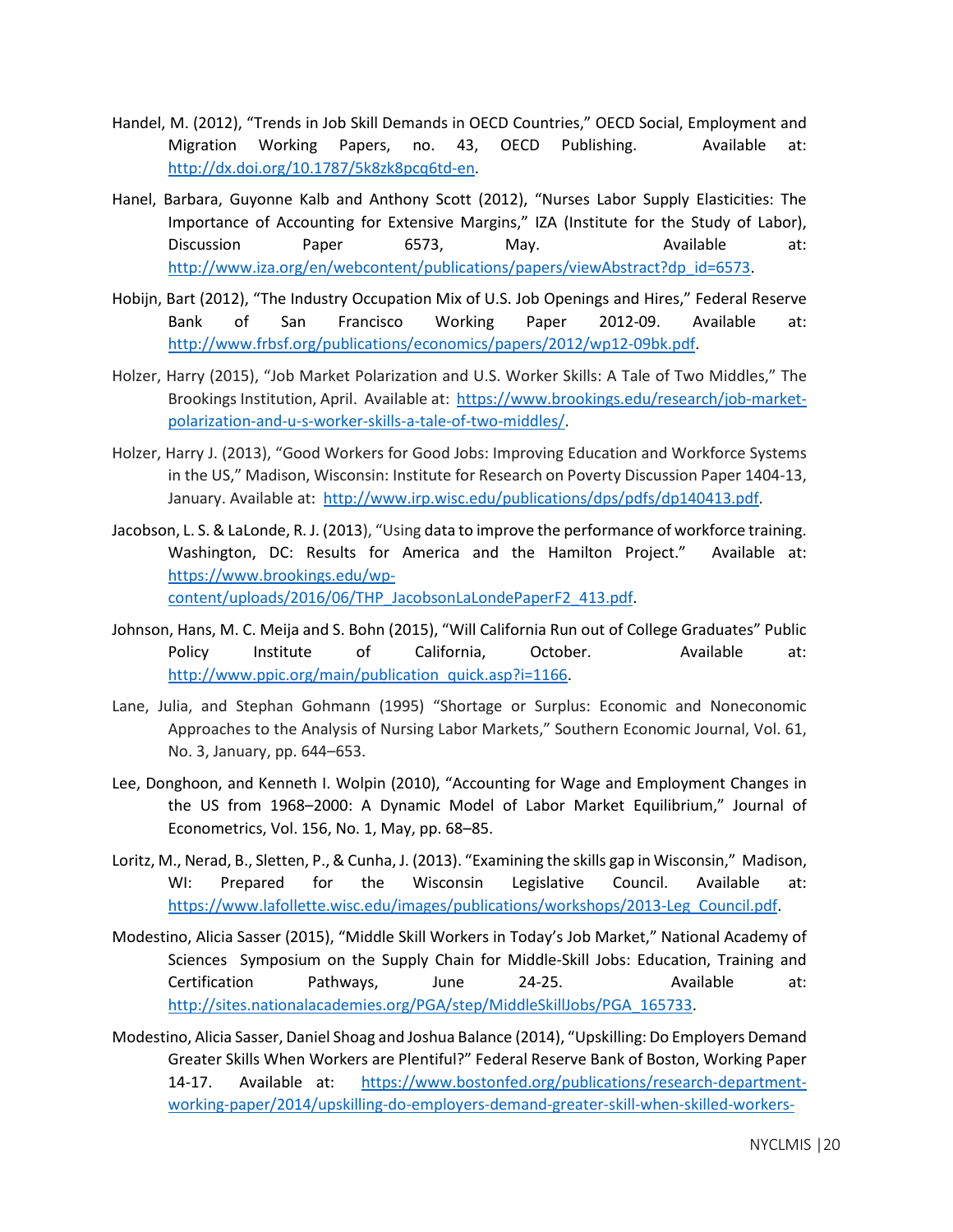Handel, M. (2012), "Trends in Job Skill Demands in OECD Countries," OECD Social, Employment and Migration Working Papers, no. 43, OECD Publishing. Available at: http://dx.doi.org/10.1787/5k8zk8pcq6td-en.

Hanel, Barbara, Guyonne Kalb and Anthony Scott (2012), "Nurses Labor Supply Elasticities: The Importance of Accounting for Extensive Margins," IZA (Institute for the Study of Labor), Discussion Paper 6573, May. Available at: http://www.iza.org/en/webcontent/publications/papers/viewAbstract?dp_id=6573.

Hobijn, Bart (2012), "The Industry Occupation Mix of U.S. Job Openings and Hires," Federal Reserve Bank of San Francisco Working Paper 2012-09. Available at: http://www.frbsf.org/publications/economics/papers/2012/wp12-09bk.pdf.

Holzer, Harry (2015), "Job Market Polarization and U.S. Worker Skills: A Tale of Two Middles," The Brookings Institution, April. Available at: https://www.brookings.edu/research/job-market-polarization-and-u-s-worker-skills-a-tale-of-two-middles/.

Holzer, Harry J. (2013), "Good Workers for Good Jobs: Improving Education and Workforce Systems in the US," Madison, Wisconsin: Institute for Research on Poverty Discussion Paper 1404-13, January. Available at: http://www.irp.wisc.edu/publications/dps/pdfs/dp140413.pdf.

Jacobson, L. S. & LaLonde, R. J. (2013), "Using data to improve the performance of workforce training. Washington, DC: Results for America and the Hamilton Project." Available at: https://www.brookings.edu/wp-content/uploads/2016/06/THP_JacobsonLaLondePaperF2_413.pdf.

Johnson, Hans, M. C. Meija and S. Bohn (2015), "Will California Run out of College Graduates" Public Policy Institute of California, October. Available at: http://www.ppic.org/main/publication_quick.asp?i=1166.

Lane, Julia, and Stephan Gohmann (1995) "Shortage or Surplus: Economic and Noneconomic Approaches to the Analysis of Nursing Labor Markets," Southern Economic Journal, Vol. 61, No. 3, January, pp. 644–653.

Lee, Donghoon, and Kenneth I. Wolpin (2010), "Accounting for Wage and Employment Changes in the US from 1968–2000: A Dynamic Model of Labor Market Equilibrium," Journal of Econometrics, Vol. 156, No. 1, May, pp. 68–85.

Loritz, M., Nerad, B., Sletten, P., & Cunha, J. (2013). "Examining the skills gap in Wisconsin," Madison, WI: Prepared for the Wisconsin Legislative Council. Available at: https://www.lafollette.wisc.edu/images/publications/workshops/2013-Leg_Council.pdf.

Modestino, Alicia Sasser (2015), "Middle Skill Workers in Today's Job Market," National Academy of Sciences Symposium on the Supply Chain for Middle-Skill Jobs: Education, Training and Certification Pathways, June 24-25. Available at: http://sites.nationalacademies.org/PGA/step/MiddleSkillJobs/PGA_165733.

Modestino, Alicia Sasser, Daniel Shoag and Joshua Balance (2014), "Upskilling: Do Employers Demand Greater Skills When Workers are Plentiful?" Federal Reserve Bank of Boston, Working Paper 14-17. Available at: https://www.bostonfed.org/publications/research-department-working-paper/2014/upskilling-do-employers-demand-greater-skill-when-skilled-workers-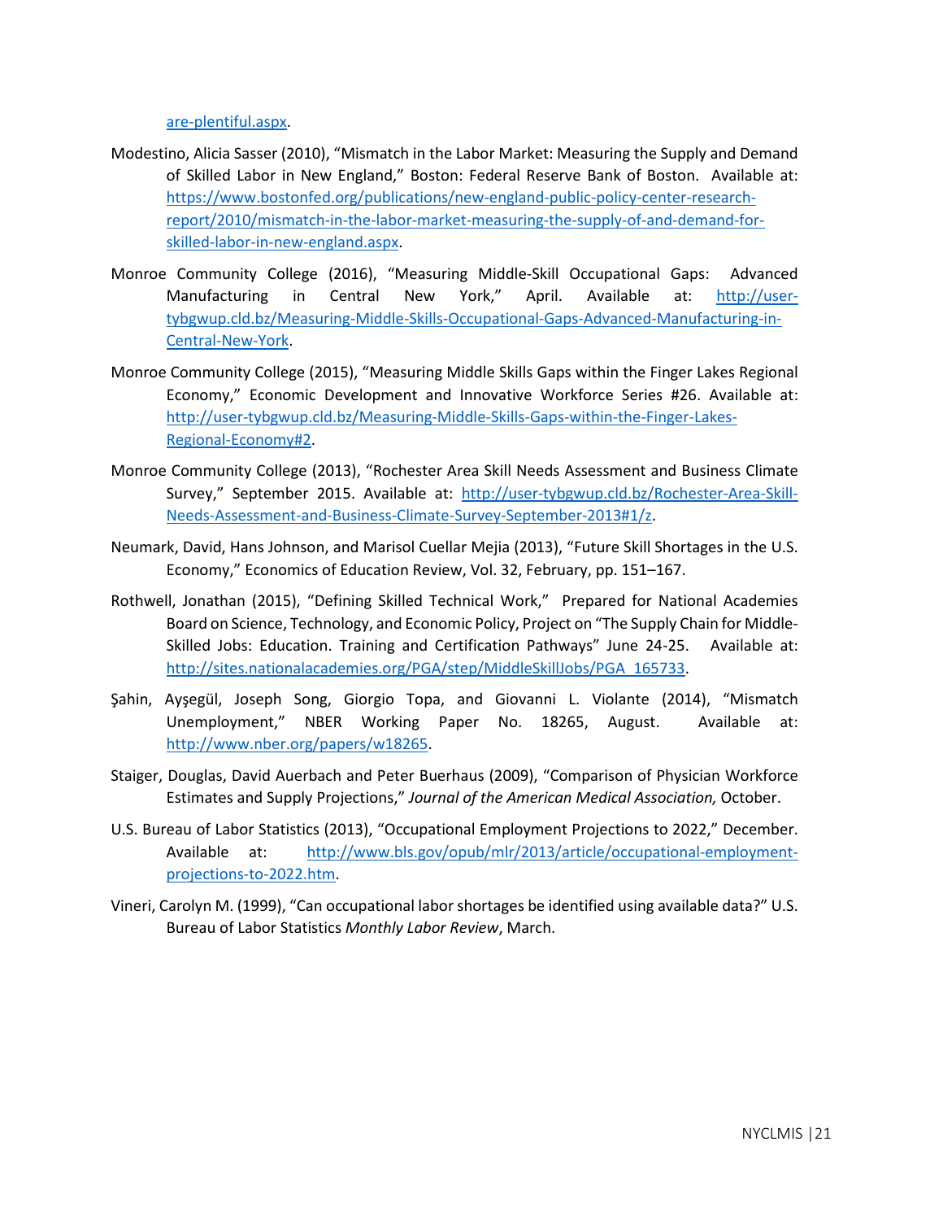are-plentiful.aspx.

Modestino, Alicia Sasser (2010), "Mismatch in the Labor Market: Measuring the Supply and Demand of Skilled Labor in New England," Boston: Federal Reserve Bank of Boston. Available at: https://www.bostonfed.org/publications/new-england-public-policy-center-research-report/2010/mismatch-in-the-labor-market-measuring-the-supply-of-and-demand-for-skilled-labor-in-new-england.aspx.

Monroe Community College (2016), "Measuring Middle-Skill Occupational Gaps: Advanced Manufacturing in Central New York," April. Available at: http://user-tybgwup.cld.bz/Measuring-Middle-Skills-Occupational-Gaps-Advanced-Manufacturing-in-Central-New-York.

Monroe Community College (2015), "Measuring Middle Skills Gaps within the Finger Lakes Regional Economy," Economic Development and Innovative Workforce Series #26. Available at: http://user-tybgwup.cld.bz/Measuring-Middle-Skills-Gaps-within-the-Finger-Lakes-Regional-Economy#2.

Monroe Community College (2013), "Rochester Area Skill Needs Assessment and Business Climate Survey," September 2015. Available at: http://user-tybgwup.cld.bz/Rochester-Area-Skill-Needs-Assessment-and-Business-Climate-Survey-September-2013#1/z.

Neumark, David, Hans Johnson, and Marisol Cuellar Mejia (2013), "Future Skill Shortages in the U.S. Economy," Economics of Education Review, Vol. 32, February, pp. 151–167.

Rothwell, Jonathan (2015), "Defining Skilled Technical Work," Prepared for National Academies Board on Science, Technology, and Economic Policy, Project on "The Supply Chain for Middle-Skilled Jobs: Education. Training and Certification Pathways" June 24-25. Available at: http://sites.nationalacademies.org/PGA/step/MiddleSkillJobs/PGA_165733.

Şahin, Ayşegül, Joseph Song, Giorgio Topa, and Giovanni L. Violante (2014), "Mismatch Unemployment," NBER Working Paper No. 18265, August. Available at: http://www.nber.org/papers/w18265.

Staiger, Douglas, David Auerbach and Peter Buerhaus (2009), "Comparison of Physician Workforce Estimates and Supply Projections," *Journal of the American Medical Association,* October.

U.S. Bureau of Labor Statistics (2013), "Occupational Employment Projections to 2022," December. Available at: http://www.bls.gov/opub/mlr/2013/article/occupational-employment-projections-to-2022.htm.

Vineri, Carolyn M. (1999), "Can occupational labor shortages be identified using available data?" U.S. Bureau of Labor Statistics *Monthly Labor Review*, March.